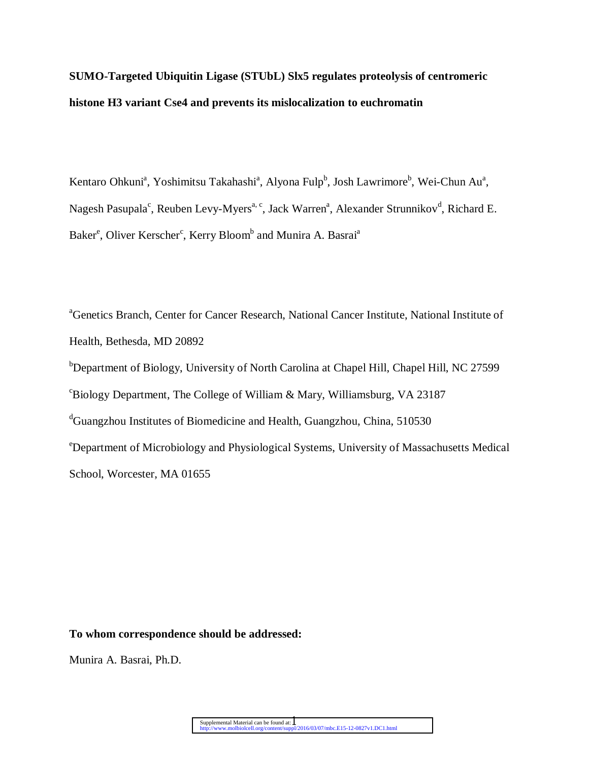**SUMO-Targeted Ubiquitin Ligase (STUbL) Slx5 regulates proteolysis of centromeric histone H3 variant Cse4 and prevents its mislocalization to euchromatin**

Kentaro Ohkuni[a], Yoshimitsu Takahashi[a], Alyona Fulp[b], Josh Lawrimore[b], Wei-Chun Au[a], Nagesh Pasupala[c], Reuben Levy-Myers[a, c], Jack Warren[a], Alexander Strunnikov[d], Richard E. Baker[e], Oliver Kerscher[c], Kerry Bloom[b] and Munira A. Basrai[a]

[a]Genetics Branch, Center for Cancer Research, National Cancer Institute, National Institute of Health, Bethesda, MD 20892

[b]Department of Biology, University of North Carolina at Chapel Hill, Chapel Hill, NC 27599

[c]Biology Department, The College of William & Mary, Williamsburg, VA 23187

[d]Guangzhou Institutes of Biomedicine and Health, Guangzhou, China, 510530

[e]Department of Microbiology and Physiological Systems, University of Massachusetts Medical School, Worcester, MA 01655

**To whom correspondence should be addressed:**

Munira A. Basrai, Ph.D.

Supplemental Material can be found at: http://www.molbiolcell.org/content/suppl/2016/03/07/mbc.E15-12-0827v1.DC1.html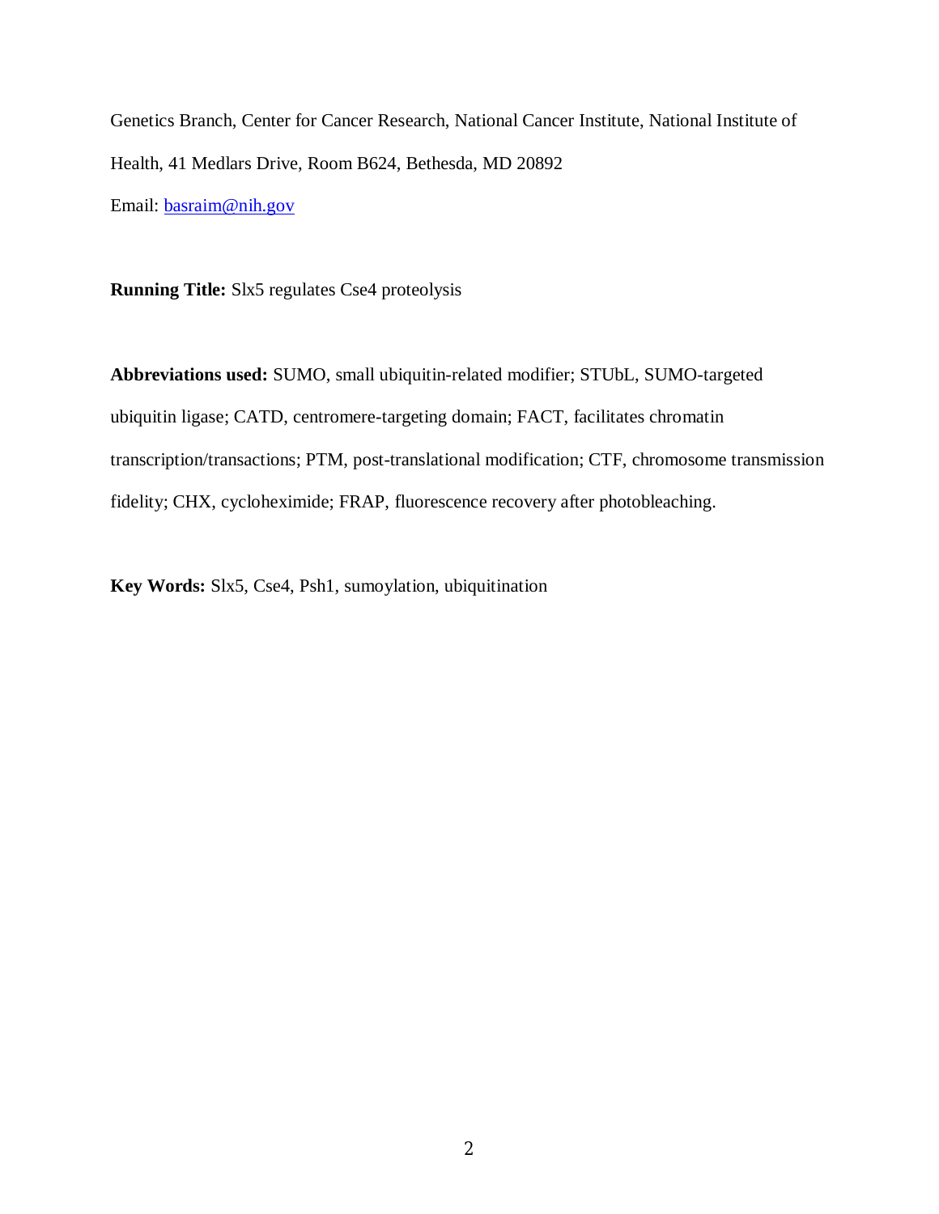Genetics Branch, Center for Cancer Research, National Cancer Institute, National Institute of Health, 41 Medlars Drive, Room B624, Bethesda, MD 20892

Email: basraim@nih.gov

**Running Title:** Slx5 regulates Cse4 proteolysis

**Abbreviations used:** SUMO, small ubiquitin-related modifier; STUbL, SUMO-targeted ubiquitin ligase; CATD, centromere-targeting domain; FACT, facilitates chromatin transcription/transactions; PTM, post-translational modification; CTF, chromosome transmission fidelity; CHX, cycloheximide; FRAP, fluorescence recovery after photobleaching.

**Key Words:** Slx5, Cse4, Psh1, sumoylation, ubiquitination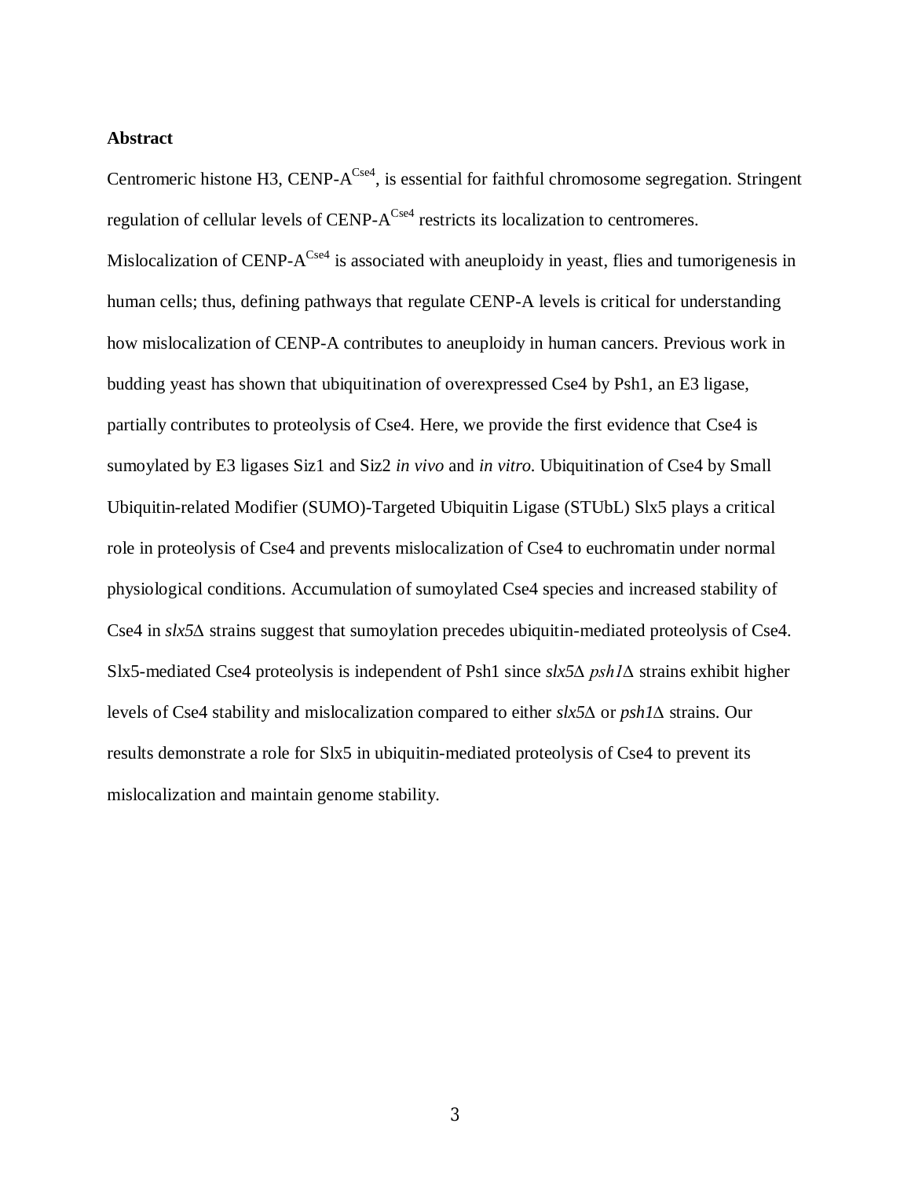## Abstract

Centromeric histone H3, CENP-A$^{Cse4}$, is essential for faithful chromosome segregation. Stringent regulation of cellular levels of CENP-A$^{Cse4}$ restricts its localization to centromeres. Mislocalization of CENP-A$^{Cse4}$ is associated with aneuploidy in yeast, flies and tumorigenesis in human cells; thus, defining pathways that regulate CENP-A levels is critical for understanding how mislocalization of CENP-A contributes to aneuploidy in human cancers. Previous work in budding yeast has shown that ubiquitination of overexpressed Cse4 by Psh1, an E3 ligase, partially contributes to proteolysis of Cse4. Here, we provide the first evidence that Cse4 is sumoylated by E3 ligases Siz1 and Siz2 *in vivo* and *in vitro*. Ubiquitination of Cse4 by Small Ubiquitin-related Modifier (SUMO)-Targeted Ubiquitin Ligase (STUbL) Slx5 plays a critical role in proteolysis of Cse4 and prevents mislocalization of Cse4 to euchromatin under normal physiological conditions. Accumulation of sumoylated Cse4 species and increased stability of Cse4 in *slx5Δ* strains suggest that sumoylation precedes ubiquitin-mediated proteolysis of Cse4. Slx5-mediated Cse4 proteolysis is independent of Psh1 since *slx5Δ psh1Δ* strains exhibit higher levels of Cse4 stability and mislocalization compared to either *slx5Δ* or *psh1Δ* strains. Our results demonstrate a role for Slx5 in ubiquitin-mediated proteolysis of Cse4 to prevent its mislocalization and maintain genome stability.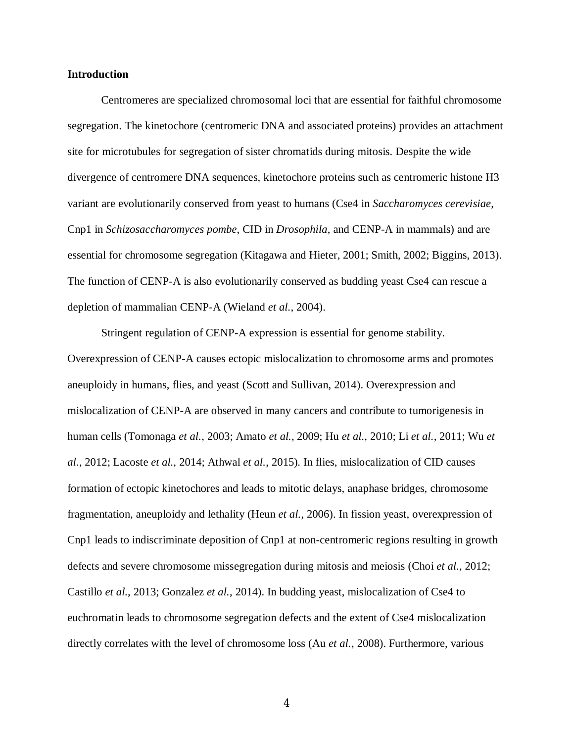**Introduction**

Centromeres are specialized chromosomal loci that are essential for faithful chromosome segregation. The kinetochore (centromeric DNA and associated proteins) provides an attachment site for microtubules for segregation of sister chromatids during mitosis. Despite the wide divergence of centromere DNA sequences, kinetochore proteins such as centromeric histone H3 variant are evolutionarily conserved from yeast to humans (Cse4 in *Saccharomyces cerevisiae*, Cnp1 in *Schizosaccharomyces pombe*, CID in *Drosophila*, and CENP-A in mammals) and are essential for chromosome segregation (Kitagawa and Hieter, 2001; Smith, 2002; Biggins, 2013). The function of CENP-A is also evolutionarily conserved as budding yeast Cse4 can rescue a depletion of mammalian CENP-A (Wieland *et al.*, 2004).

Stringent regulation of CENP-A expression is essential for genome stability. Overexpression of CENP-A causes ectopic mislocalization to chromosome arms and promotes aneuploidy in humans, flies, and yeast (Scott and Sullivan, 2014). Overexpression and mislocalization of CENP-A are observed in many cancers and contribute to tumorigenesis in human cells (Tomonaga *et al.*, 2003; Amato *et al.*, 2009; Hu *et al.*, 2010; Li *et al.*, 2011; Wu *et al.*, 2012; Lacoste *et al.*, 2014; Athwal *et al.*, 2015). In flies, mislocalization of CID causes formation of ectopic kinetochores and leads to mitotic delays, anaphase bridges, chromosome fragmentation, aneuploidy and lethality (Heun *et al.*, 2006). In fission yeast, overexpression of Cnp1 leads to indiscriminate deposition of Cnp1 at non-centromeric regions resulting in growth defects and severe chromosome missegregation during mitosis and meiosis (Choi *et al.*, 2012; Castillo *et al.*, 2013; Gonzalez *et al.*, 2014). In budding yeast, mislocalization of Cse4 to euchromatin leads to chromosome segregation defects and the extent of Cse4 mislocalization directly correlates with the level of chromosome loss (Au *et al.*, 2008). Furthermore, various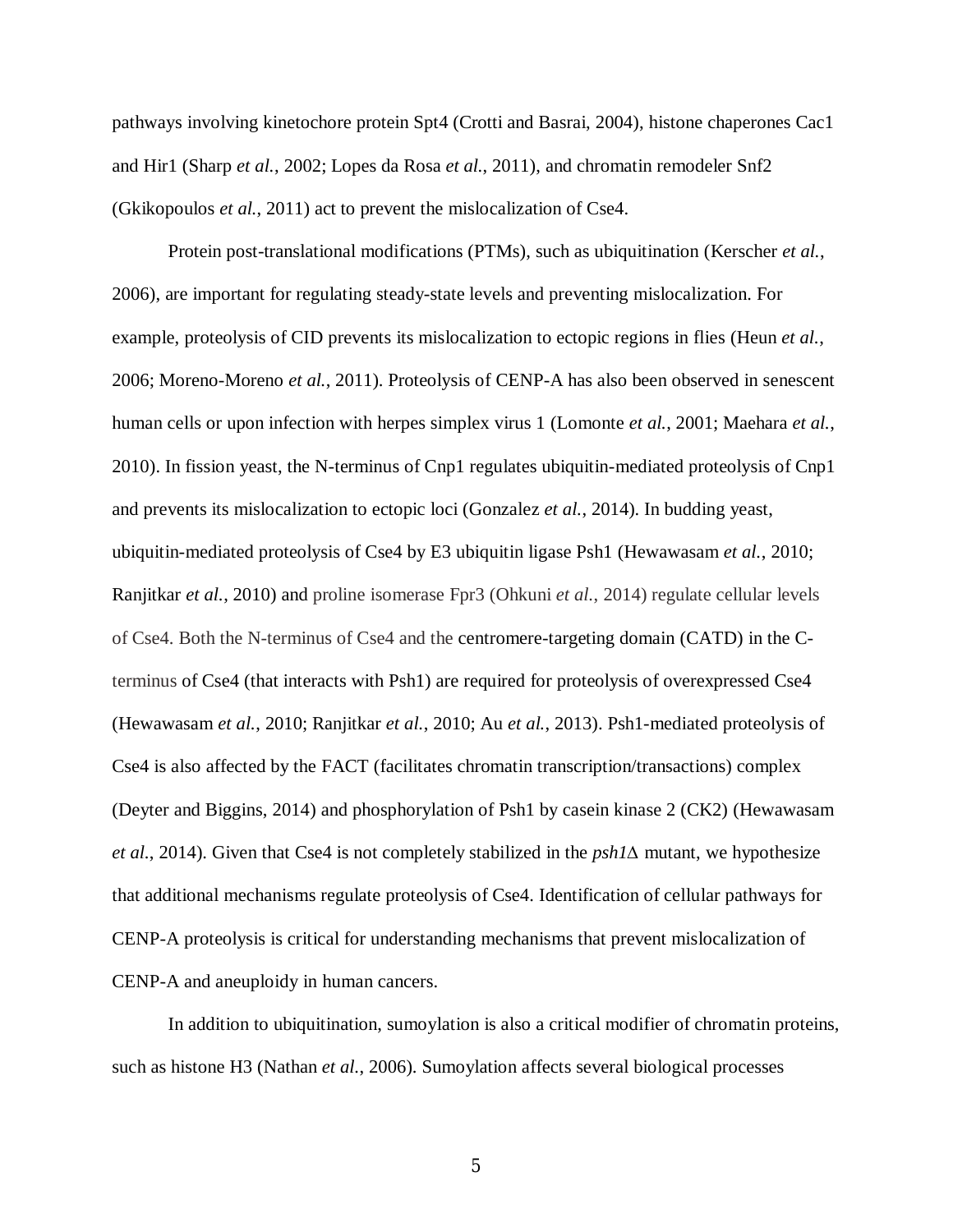pathways involving kinetochore protein Spt4 (Crotti and Basrai, 2004), histone chaperones Cac1 and Hir1 (Sharp *et al.*, 2002; Lopes da Rosa *et al.*, 2011), and chromatin remodeler Snf2 (Gkikopoulos *et al.*, 2011) act to prevent the mislocalization of Cse4.

Protein post-translational modifications (PTMs), such as ubiquitination (Kerscher *et al.*, 2006), are important for regulating steady-state levels and preventing mislocalization. For example, proteolysis of CID prevents its mislocalization to ectopic regions in flies (Heun *et al.*, 2006; Moreno-Moreno *et al.*, 2011). Proteolysis of CENP-A has also been observed in senescent human cells or upon infection with herpes simplex virus 1 (Lomonte *et al.*, 2001; Maehara *et al.*, 2010). In fission yeast, the N-terminus of Cnp1 regulates ubiquitin-mediated proteolysis of Cnp1 and prevents its mislocalization to ectopic loci (Gonzalez *et al.*, 2014). In budding yeast, ubiquitin-mediated proteolysis of Cse4 by E3 ubiquitin ligase Psh1 (Hewawasam *et al.*, 2010; Ranjitkar *et al.*, 2010) and proline isomerase Fpr3 (Ohkuni *et al.*, 2014) regulate cellular levels of Cse4. Both the N-terminus of Cse4 and the centromere-targeting domain (CATD) in the C-terminus of Cse4 (that interacts with Psh1) are required for proteolysis of overexpressed Cse4 (Hewawasam *et al.*, 2010; Ranjitkar *et al.*, 2010; Au *et al.*, 2013). Psh1-mediated proteolysis of Cse4 is also affected by the FACT (facilitates chromatin transcription/transactions) complex (Deyter and Biggins, 2014) and phosphorylation of Psh1 by casein kinase 2 (CK2) (Hewawasam *et al.*, 2014). Given that Cse4 is not completely stabilized in the *psh1*Δ mutant, we hypothesize that additional mechanisms regulate proteolysis of Cse4. Identification of cellular pathways for CENP-A proteolysis is critical for understanding mechanisms that prevent mislocalization of CENP-A and aneuploidy in human cancers.

In addition to ubiquitination, sumoylation is also a critical modifier of chromatin proteins, such as histone H3 (Nathan *et al.*, 2006). Sumoylation affects several biological processes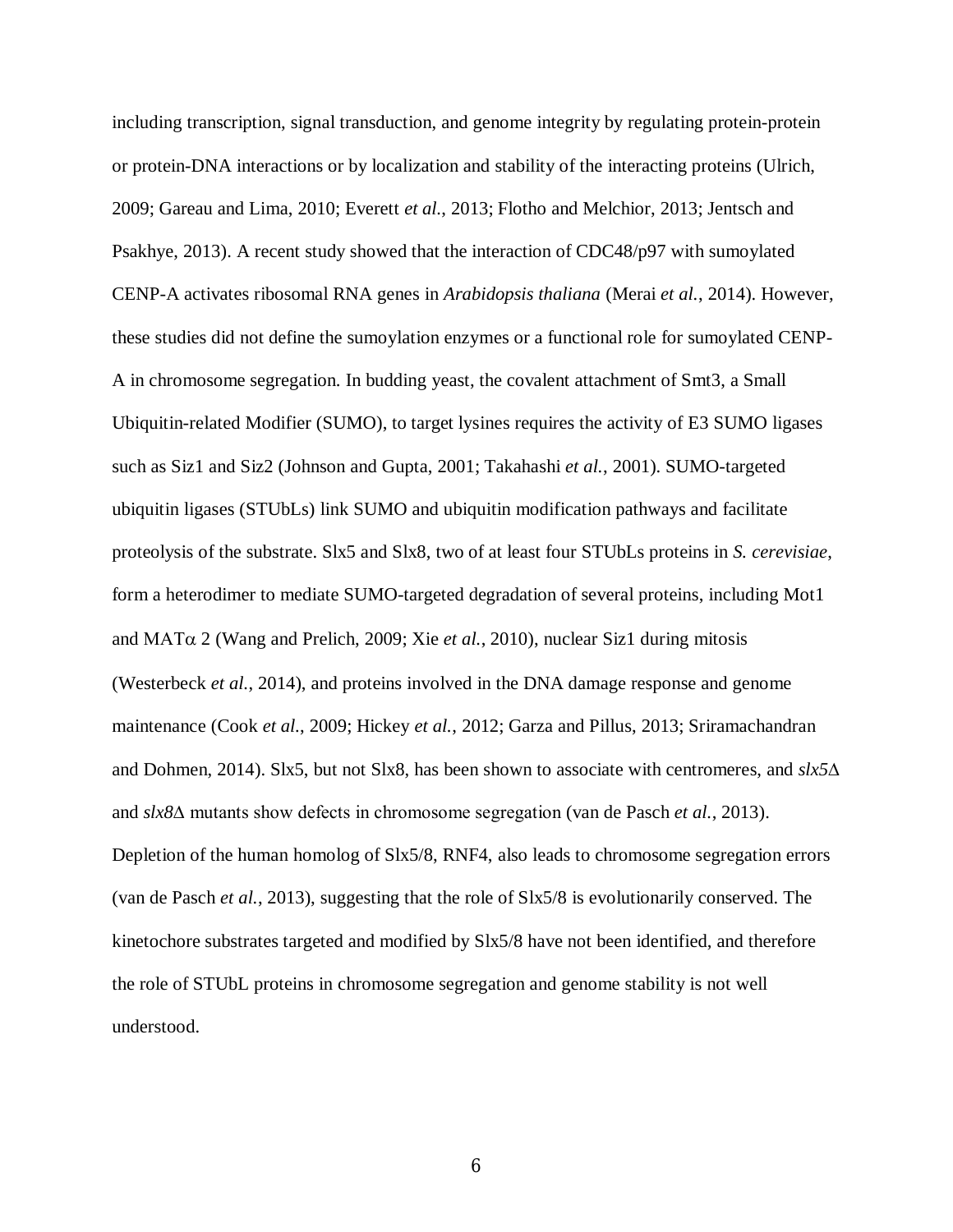including transcription, signal transduction, and genome integrity by regulating protein-protein or protein-DNA interactions or by localization and stability of the interacting proteins (Ulrich, 2009; Gareau and Lima, 2010; Everett *et al.*, 2013; Flotho and Melchior, 2013; Jentsch and Psakhye, 2013). A recent study showed that the interaction of CDC48/p97 with sumoylated CENP-A activates ribosomal RNA genes in *Arabidopsis thaliana* (Merai *et al.*, 2014). However, these studies did not define the sumoylation enzymes or a functional role for sumoylated CENP-A in chromosome segregation. In budding yeast, the covalent attachment of Smt3, a Small Ubiquitin-related Modifier (SUMO), to target lysines requires the activity of E3 SUMO ligases such as Siz1 and Siz2 (Johnson and Gupta, 2001; Takahashi *et al.*, 2001). SUMO-targeted ubiquitin ligases (STUbLs) link SUMO and ubiquitin modification pathways and facilitate proteolysis of the substrate. Slx5 and Slx8, two of at least four STUbLs proteins in *S. cerevisiae*, form a heterodimer to mediate SUMO-targeted degradation of several proteins, including Mot1 and MAT$\alpha$ 2 (Wang and Prelich, 2009; Xie *et al.*, 2010), nuclear Siz1 during mitosis (Westerbeck *et al.*, 2014), and proteins involved in the DNA damage response and genome maintenance (Cook *et al.*, 2009; Hickey *et al.*, 2012; Garza and Pillus, 2013; Sriramachandran and Dohmen, 2014). Slx5, but not Slx8, has been shown to associate with centromeres, and *slx5*$\Delta$ and *slx8*$\Delta$ mutants show defects in chromosome segregation (van de Pasch *et al.*, 2013). Depletion of the human homolog of Slx5/8, RNF4, also leads to chromosome segregation errors (van de Pasch *et al.*, 2013), suggesting that the role of Slx5/8 is evolutionarily conserved. The kinetochore substrates targeted and modified by Slx5/8 have not been identified, and therefore the role of STUbL proteins in chromosome segregation and genome stability is not well understood.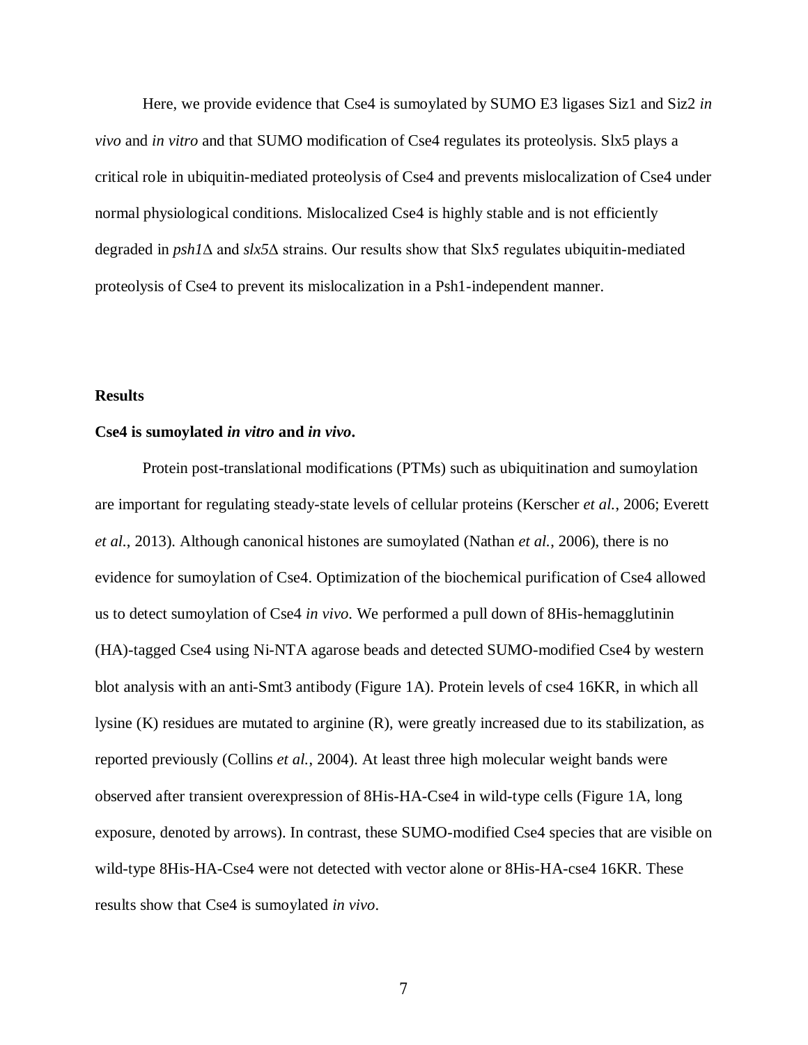Here, we provide evidence that Cse4 is sumoylated by SUMO E3 ligases Siz1 and Siz2 *in vivo* and *in vitro* and that SUMO modification of Cse4 regulates its proteolysis. Slx5 plays a critical role in ubiquitin-mediated proteolysis of Cse4 and prevents mislocalization of Cse4 under normal physiological conditions. Mislocalized Cse4 is highly stable and is not efficiently degraded in *psh1*Δ and *slx5*Δ strains. Our results show that Slx5 regulates ubiquitin-mediated proteolysis of Cse4 to prevent its mislocalization in a Psh1-independent manner.

## Results

### Cse4 is sumoylated *in vitro* and *in vivo*.

Protein post-translational modifications (PTMs) such as ubiquitination and sumoylation are important for regulating steady-state levels of cellular proteins (Kerscher *et al.*, 2006; Everett *et al.*, 2013). Although canonical histones are sumoylated (Nathan *et al.*, 2006), there is no evidence for sumoylation of Cse4. Optimization of the biochemical purification of Cse4 allowed us to detect sumoylation of Cse4 *in vivo*. We performed a pull down of 8His-hemagglutinin (HA)-tagged Cse4 using Ni-NTA agarose beads and detected SUMO-modified Cse4 by western blot analysis with an anti-Smt3 antibody (Figure 1A). Protein levels of cse4 16KR, in which all lysine (K) residues are mutated to arginine (R), were greatly increased due to its stabilization, as reported previously (Collins *et al.*, 2004). At least three high molecular weight bands were observed after transient overexpression of 8His-HA-Cse4 in wild-type cells (Figure 1A, long exposure, denoted by arrows). In contrast, these SUMO-modified Cse4 species that are visible on wild-type 8His-HA-Cse4 were not detected with vector alone or 8His-HA-cse4 16KR. These results show that Cse4 is sumoylated *in vivo*.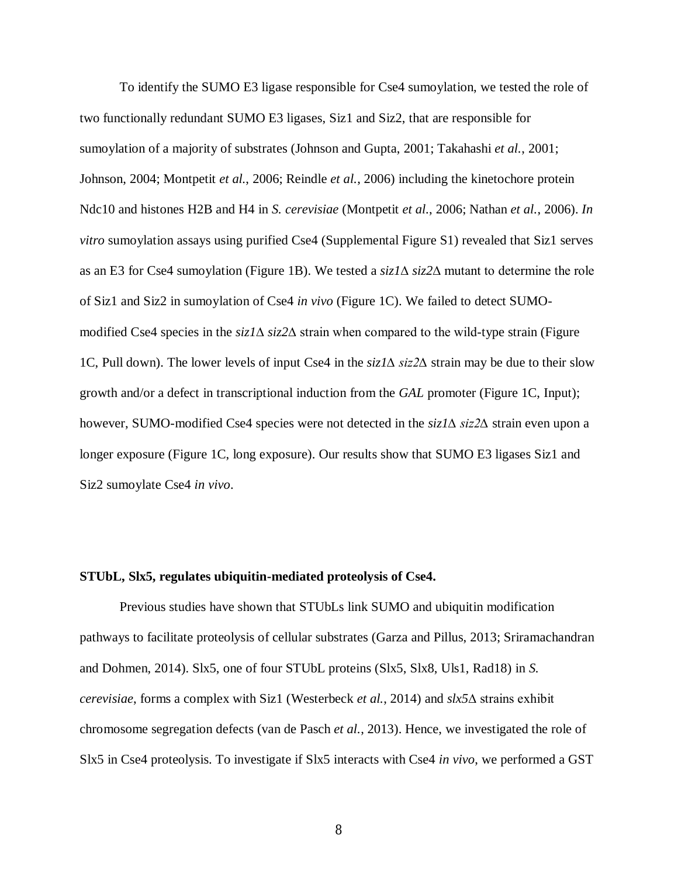To identify the SUMO E3 ligase responsible for Cse4 sumoylation, we tested the role of two functionally redundant SUMO E3 ligases, Siz1 and Siz2, that are responsible for sumoylation of a majority of substrates (Johnson and Gupta, 2001; Takahashi *et al.*, 2001; Johnson, 2004; Montpetit *et al.*, 2006; Reindle *et al.*, 2006) including the kinetochore protein Ndc10 and histones H2B and H4 in *S. cerevisiae* (Montpetit *et al.*, 2006; Nathan *et al.*, 2006). *In vitro* sumoylation assays using purified Cse4 (Supplemental Figure S1) revealed that Siz1 serves as an E3 for Cse4 sumoylation (Figure 1B). We tested a *siz1*Δ *siz2*Δ mutant to determine the role of Siz1 and Siz2 in sumoylation of Cse4 *in vivo* (Figure 1C). We failed to detect SUMO-modified Cse4 species in the *siz1*Δ *siz2*Δ strain when compared to the wild-type strain (Figure 1C, Pull down). The lower levels of input Cse4 in the *siz1*Δ *siz2*Δ strain may be due to their slow growth and/or a defect in transcriptional induction from the *GAL* promoter (Figure 1C, Input); however, SUMO-modified Cse4 species were not detected in the *siz1*Δ *siz2*Δ strain even upon a longer exposure (Figure 1C, long exposure). Our results show that SUMO E3 ligases Siz1 and Siz2 sumoylate Cse4 *in vivo*.

**STUbL, Slx5, regulates ubiquitin-mediated proteolysis of Cse4.**

Previous studies have shown that STUbLs link SUMO and ubiquitin modification pathways to facilitate proteolysis of cellular substrates (Garza and Pillus, 2013; Sriramachandran and Dohmen, 2014). Slx5, one of four STUbL proteins (Slx5, Slx8, Uls1, Rad18) in *S. cerevisiae*, forms a complex with Siz1 (Westerbeck *et al.*, 2014) and *slx5*Δ strains exhibit chromosome segregation defects (van de Pasch *et al.*, 2013). Hence, we investigated the role of Slx5 in Cse4 proteolysis. To investigate if Slx5 interacts with Cse4 *in vivo*, we performed a GST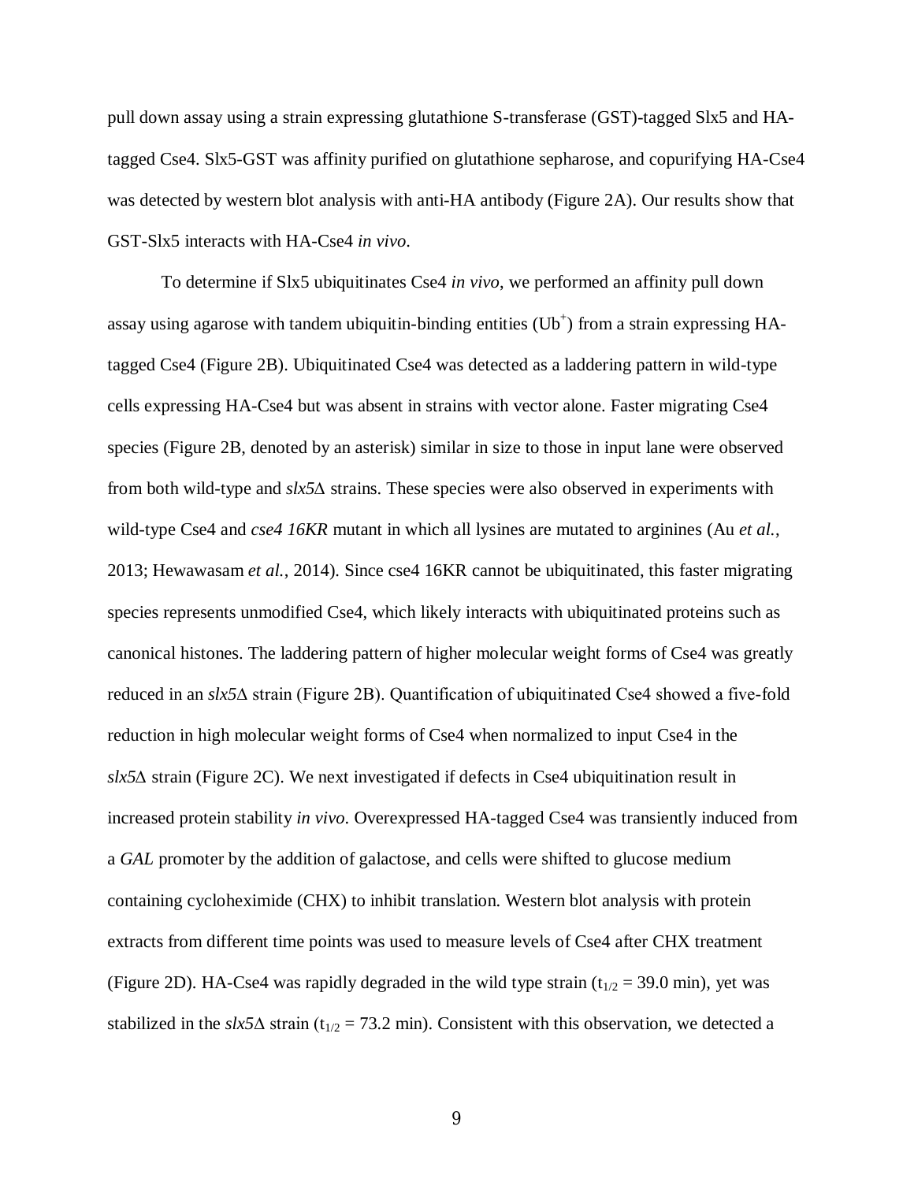pull down assay using a strain expressing glutathione S-transferase (GST)-tagged Slx5 and HA-tagged Cse4. Slx5-GST was affinity purified on glutathione sepharose, and copurifying HA-Cse4 was detected by western blot analysis with anti-HA antibody (Figure 2A). Our results show that GST-Slx5 interacts with HA-Cse4 *in vivo*.

To determine if Slx5 ubiquitinates Cse4 *in vivo*, we performed an affinity pull down assay using agarose with tandem ubiquitin-binding entities ($Ub^+$) from a strain expressing HA-tagged Cse4 (Figure 2B). Ubiquitinated Cse4 was detected as a laddering pattern in wild-type cells expressing HA-Cse4 but was absent in strains with vector alone. Faster migrating Cse4 species (Figure 2B, denoted by an asterisk) similar in size to those in input lane were observed from both wild-type and *slx5*Δ strains. These species were also observed in experiments with wild-type Cse4 and *cse4 16KR* mutant in which all lysines are mutated to arginines (Au *et al.*, 2013; Hewawasam *et al.*, 2014). Since cse4 16KR cannot be ubiquitinated, this faster migrating species represents unmodified Cse4, which likely interacts with ubiquitinated proteins such as canonical histones. The laddering pattern of higher molecular weight forms of Cse4 was greatly reduced in an *slx5*Δ strain (Figure 2B). Quantification of ubiquitinated Cse4 showed a five-fold reduction in high molecular weight forms of Cse4 when normalized to input Cse4 in the *slx5*Δ strain (Figure 2C). We next investigated if defects in Cse4 ubiquitination result in increased protein stability *in vivo*. Overexpressed HA-tagged Cse4 was transiently induced from a *GAL* promoter by the addition of galactose, and cells were shifted to glucose medium containing cycloheximide (CHX) to inhibit translation. Western blot analysis with protein extracts from different time points was used to measure levels of Cse4 after CHX treatment (Figure 2D). HA-Cse4 was rapidly degraded in the wild type strain ($t_{1/2}$ = 39.0 min), yet was stabilized in the *slx5*Δ strain ($t_{1/2}$ = 73.2 min). Consistent with this observation, we detected a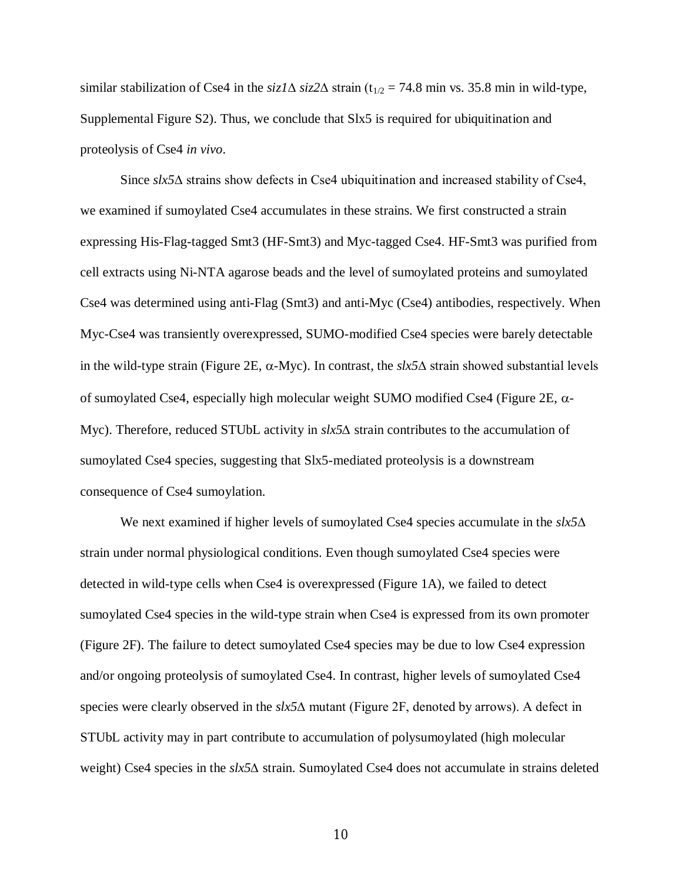similar stabilization of Cse4 in the *siz1*Δ *siz2*Δ strain ($t_{1/2}$ = 74.8 min vs. 35.8 min in wild-type, Supplemental Figure S2). Thus, we conclude that Slx5 is required for ubiquitination and proteolysis of Cse4 *in vivo*.

Since *slx5*Δ strains show defects in Cse4 ubiquitination and increased stability of Cse4, we examined if sumoylated Cse4 accumulates in these strains. We first constructed a strain expressing His-Flag-tagged Smt3 (HF-Smt3) and Myc-tagged Cse4. HF-Smt3 was purified from cell extracts using Ni-NTA agarose beads and the level of sumoylated proteins and sumoylated Cse4 was determined using anti-Flag (Smt3) and anti-Myc (Cse4) antibodies, respectively. When Myc-Cse4 was transiently overexpressed, SUMO-modified Cse4 species were barely detectable in the wild-type strain (Figure 2E, α-Myc). In contrast, the *slx5*Δ strain showed substantial levels of sumoylated Cse4, especially high molecular weight SUMO modified Cse4 (Figure 2E, α-Myc). Therefore, reduced STUbL activity in *slx5*Δ strain contributes to the accumulation of sumoylated Cse4 species, suggesting that Slx5-mediated proteolysis is a downstream consequence of Cse4 sumoylation.

We next examined if higher levels of sumoylated Cse4 species accumulate in the *slx5*Δ strain under normal physiological conditions. Even though sumoylated Cse4 species were detected in wild-type cells when Cse4 is overexpressed (Figure 1A), we failed to detect sumoylated Cse4 species in the wild-type strain when Cse4 is expressed from its own promoter (Figure 2F). The failure to detect sumoylated Cse4 species may be due to low Cse4 expression and/or ongoing proteolysis of sumoylated Cse4. In contrast, higher levels of sumoylated Cse4 species were clearly observed in the *slx5*Δ mutant (Figure 2F, denoted by arrows). A defect in STUbL activity may in part contribute to accumulation of polysumoylated (high molecular weight) Cse4 species in the *slx5*Δ strain. Sumoylated Cse4 does not accumulate in strains deleted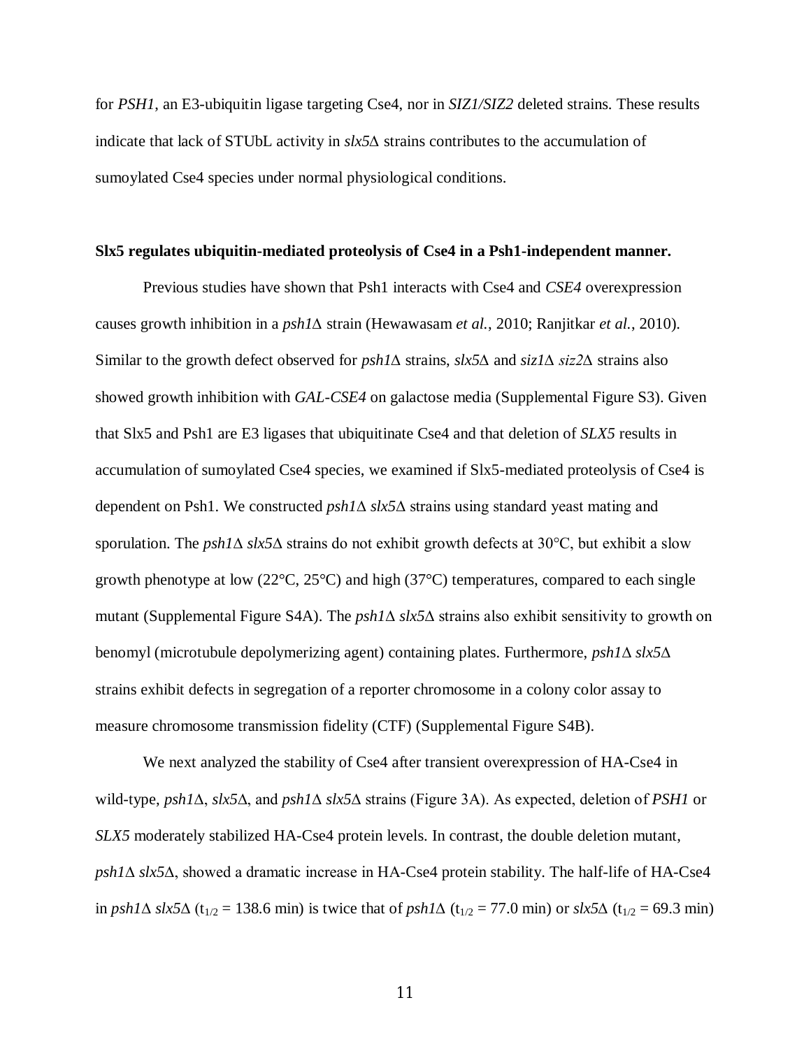for *PSH1*, an E3-ubiquitin ligase targeting Cse4, nor in *SIZ1/SIZ2* deleted strains. These results indicate that lack of STUbL activity in *slx5*Δ strains contributes to the accumulation of sumoylated Cse4 species under normal physiological conditions.

**Slx5 regulates ubiquitin-mediated proteolysis of Cse4 in a Psh1-independent manner.**

Previous studies have shown that Psh1 interacts with Cse4 and *CSE4* overexpression causes growth inhibition in a *psh1*Δ strain (Hewawasam *et al.*, 2010; Ranjitkar *et al.*, 2010). Similar to the growth defect observed for *psh1*Δ strains, *slx5*Δ and *siz1*Δ *siz2*Δ strains also showed growth inhibition with *GAL-CSE4* on galactose media (Supplemental Figure S3). Given that Slx5 and Psh1 are E3 ligases that ubiquitinate Cse4 and that deletion of *SLX5* results in accumulation of sumoylated Cse4 species, we examined if Slx5-mediated proteolysis of Cse4 is dependent on Psh1. We constructed *psh1*Δ *slx5*Δ strains using standard yeast mating and sporulation. The *psh1*Δ *slx5*Δ strains do not exhibit growth defects at 30°C, but exhibit a slow growth phenotype at low (22°C, 25°C) and high (37°C) temperatures, compared to each single mutant (Supplemental Figure S4A). The *psh1*Δ *slx5*Δ strains also exhibit sensitivity to growth on benomyl (microtubule depolymerizing agent) containing plates. Furthermore, *psh1*Δ *slx5*Δ strains exhibit defects in segregation of a reporter chromosome in a colony color assay to measure chromosome transmission fidelity (CTF) (Supplemental Figure S4B).

We next analyzed the stability of Cse4 after transient overexpression of HA-Cse4 in wild-type, *psh1*Δ, *slx5*Δ, and *psh1*Δ *slx5*Δ strains (Figure 3A). As expected, deletion of *PSH1* or *SLX5* moderately stabilized HA-Cse4 protein levels. In contrast, the double deletion mutant, *psh1*Δ *slx5*Δ, showed a dramatic increase in HA-Cse4 protein stability. The half-life of HA-Cse4 in *psh1*Δ *slx5*Δ ($t_{1/2}$ = 138.6 min) is twice that of *psh1*Δ ($t_{1/2}$ = 77.0 min) or *slx5*Δ ($t_{1/2}$ = 69.3 min)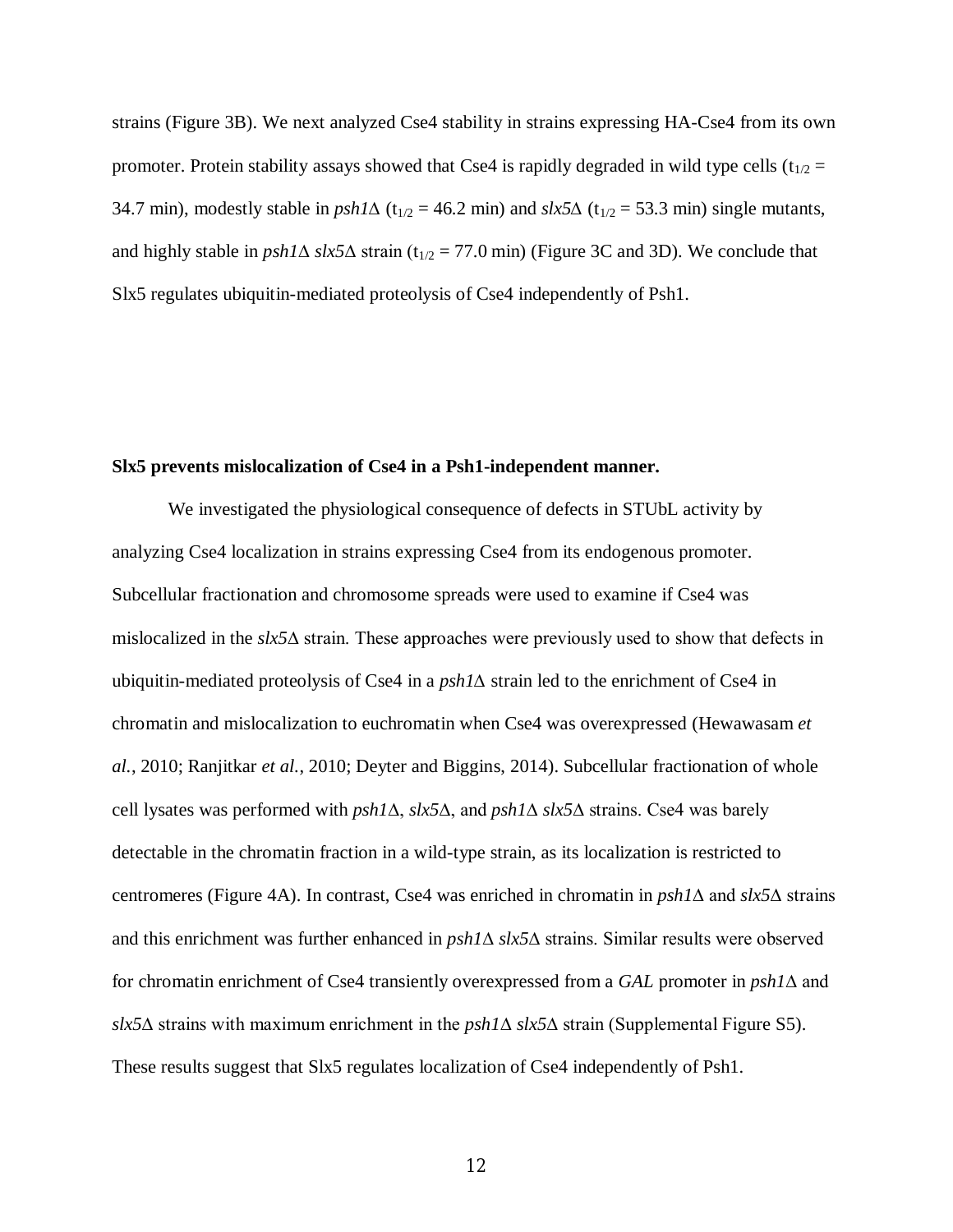strains (Figure 3B). We next analyzed Cse4 stability in strains expressing HA-Cse4 from its own promoter. Protein stability assays showed that Cse4 is rapidly degraded in wild type cells ($t_{1/2}$ = 34.7 min), modestly stable in *psh1*Δ ($t_{1/2}$ = 46.2 min) and *slx5*Δ ($t_{1/2}$ = 53.3 min) single mutants, and highly stable in *psh1*Δ *slx5*Δ strain ($t_{1/2}$ = 77.0 min) (Figure 3C and 3D). We conclude that Slx5 regulates ubiquitin-mediated proteolysis of Cse4 independently of Psh1.

**Slx5 prevents mislocalization of Cse4 in a Psh1-independent manner.**

We investigated the physiological consequence of defects in STUbL activity by analyzing Cse4 localization in strains expressing Cse4 from its endogenous promoter. Subcellular fractionation and chromosome spreads were used to examine if Cse4 was mislocalized in the *slx5*Δ strain. These approaches were previously used to show that defects in ubiquitin-mediated proteolysis of Cse4 in a *psh1*Δ strain led to the enrichment of Cse4 in chromatin and mislocalization to euchromatin when Cse4 was overexpressed (Hewawasam *et al.*, 2010; Ranjitkar *et al.*, 2010; Deyter and Biggins, 2014). Subcellular fractionation of whole cell lysates was performed with *psh1*Δ, *slx5*Δ, and *psh1*Δ *slx5*Δ strains. Cse4 was barely detectable in the chromatin fraction in a wild-type strain, as its localization is restricted to centromeres (Figure 4A). In contrast, Cse4 was enriched in chromatin in *psh1*Δ and *slx5*Δ strains and this enrichment was further enhanced in *psh1*Δ *slx5*Δ strains. Similar results were observed for chromatin enrichment of Cse4 transiently overexpressed from a *GAL* promoter in *psh1*Δ and *slx5*Δ strains with maximum enrichment in the *psh1*Δ *slx5*Δ strain (Supplemental Figure S5). These results suggest that Slx5 regulates localization of Cse4 independently of Psh1.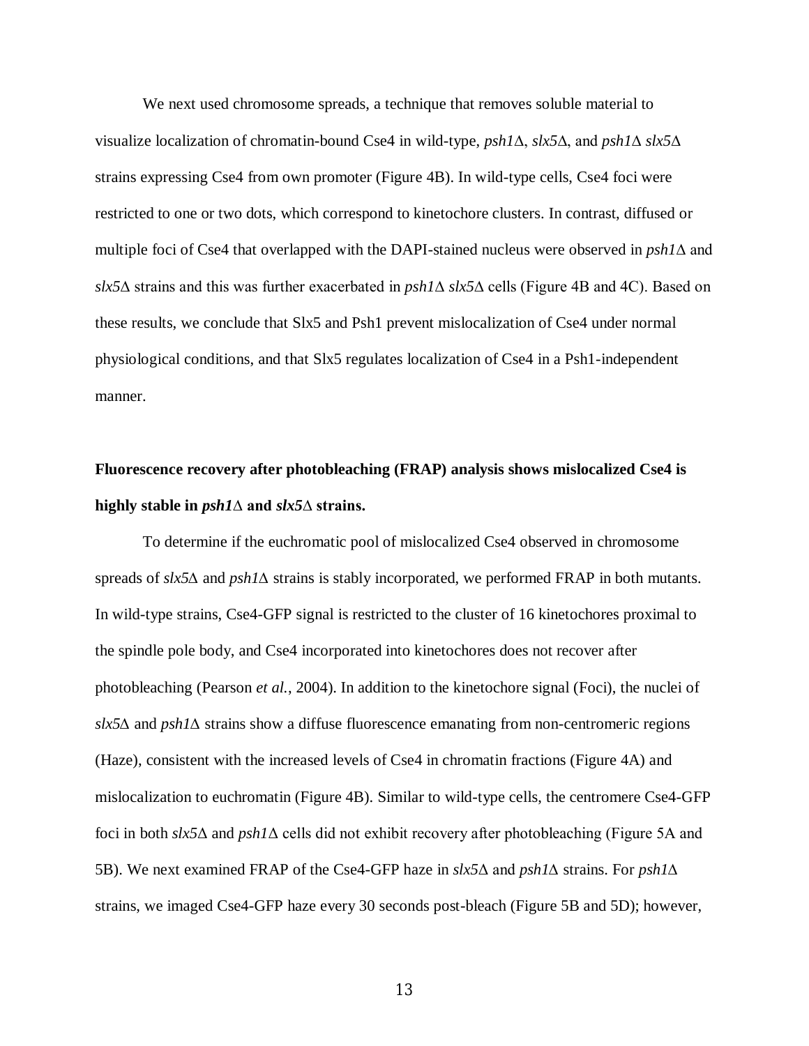We next used chromosome spreads, a technique that removes soluble material to visualize localization of chromatin-bound Cse4 in wild-type, *psh1*Δ, *slx5*Δ, and *psh1*Δ *slx5*Δ strains expressing Cse4 from own promoter (Figure 4B). In wild-type cells, Cse4 foci were restricted to one or two dots, which correspond to kinetochore clusters. In contrast, diffused or multiple foci of Cse4 that overlapped with the DAPI-stained nucleus were observed in *psh1*Δ and *slx5*Δ strains and this was further exacerbated in *psh1*Δ *slx5*Δ cells (Figure 4B and 4C). Based on these results, we conclude that Slx5 and Psh1 prevent mislocalization of Cse4 under normal physiological conditions, and that Slx5 regulates localization of Cse4 in a Psh1-independent manner.

**Fluorescence recovery after photobleaching (FRAP) analysis shows mislocalized Cse4 is highly stable in *psh1*Δ and *slx5*Δ strains.**

To determine if the euchromatic pool of mislocalized Cse4 observed in chromosome spreads of *slx5*Δ and *psh1*Δ strains is stably incorporated, we performed FRAP in both mutants. In wild-type strains, Cse4-GFP signal is restricted to the cluster of 16 kinetochores proximal to the spindle pole body, and Cse4 incorporated into kinetochores does not recover after photobleaching (Pearson *et al.*, 2004). In addition to the kinetochore signal (Foci), the nuclei of *slx5*Δ and *psh1*Δ strains show a diffuse fluorescence emanating from non-centromeric regions (Haze), consistent with the increased levels of Cse4 in chromatin fractions (Figure 4A) and mislocalization to euchromatin (Figure 4B). Similar to wild-type cells, the centromere Cse4-GFP foci in both *slx5*Δ and *psh1*Δ cells did not exhibit recovery after photobleaching (Figure 5A and 5B). We next examined FRAP of the Cse4-GFP haze in *slx5*Δ and *psh1*Δ strains. For *psh1*Δ strains, we imaged Cse4-GFP haze every 30 seconds post-bleach (Figure 5B and 5D); however,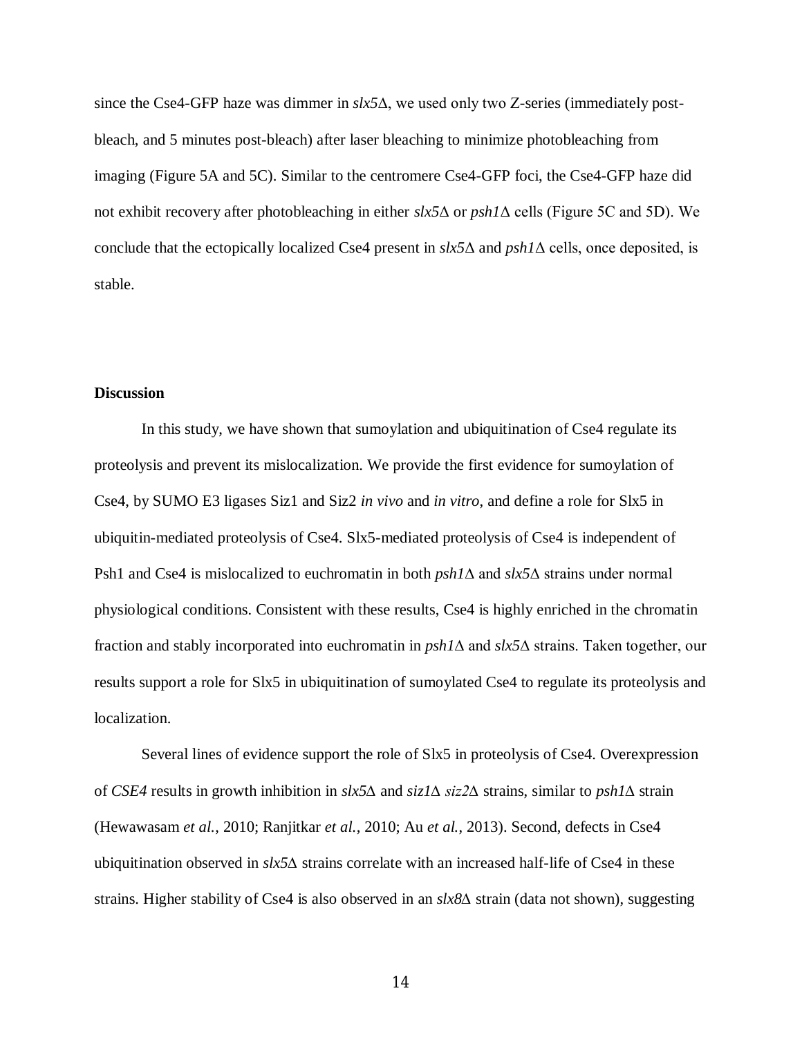since the Cse4-GFP haze was dimmer in *slx5*Δ, we used only two Z-series (immediately post-bleach, and 5 minutes post-bleach) after laser bleaching to minimize photobleaching from imaging (Figure 5A and 5C). Similar to the centromere Cse4-GFP foci, the Cse4-GFP haze did not exhibit recovery after photobleaching in either *slx5*Δ or *psh1*Δ cells (Figure 5C and 5D). We conclude that the ectopically localized Cse4 present in *slx5*Δ and *psh1*Δ cells, once deposited, is stable.

## Discussion

In this study, we have shown that sumoylation and ubiquitination of Cse4 regulate its proteolysis and prevent its mislocalization. We provide the first evidence for sumoylation of Cse4, by SUMO E3 ligases Siz1 and Siz2 *in vivo* and *in vitro*, and define a role for Slx5 in ubiquitin-mediated proteolysis of Cse4. Slx5-mediated proteolysis of Cse4 is independent of Psh1 and Cse4 is mislocalized to euchromatin in both *psh1*Δ and *slx5*Δ strains under normal physiological conditions. Consistent with these results, Cse4 is highly enriched in the chromatin fraction and stably incorporated into euchromatin in *psh1*Δ and *slx5*Δ strains. Taken together, our results support a role for Slx5 in ubiquitination of sumoylated Cse4 to regulate its proteolysis and localization.

Several lines of evidence support the role of Slx5 in proteolysis of Cse4. Overexpression of *CSE4* results in growth inhibition in *slx5*Δ and *siz1*Δ *siz2*Δ strains, similar to *psh1*Δ strain (Hewawasam *et al.*, 2010; Ranjitkar *et al.*, 2010; Au *et al.*, 2013). Second, defects in Cse4 ubiquitination observed in *slx5*Δ strains correlate with an increased half-life of Cse4 in these strains. Higher stability of Cse4 is also observed in an *slx8*Δ strain (data not shown), suggesting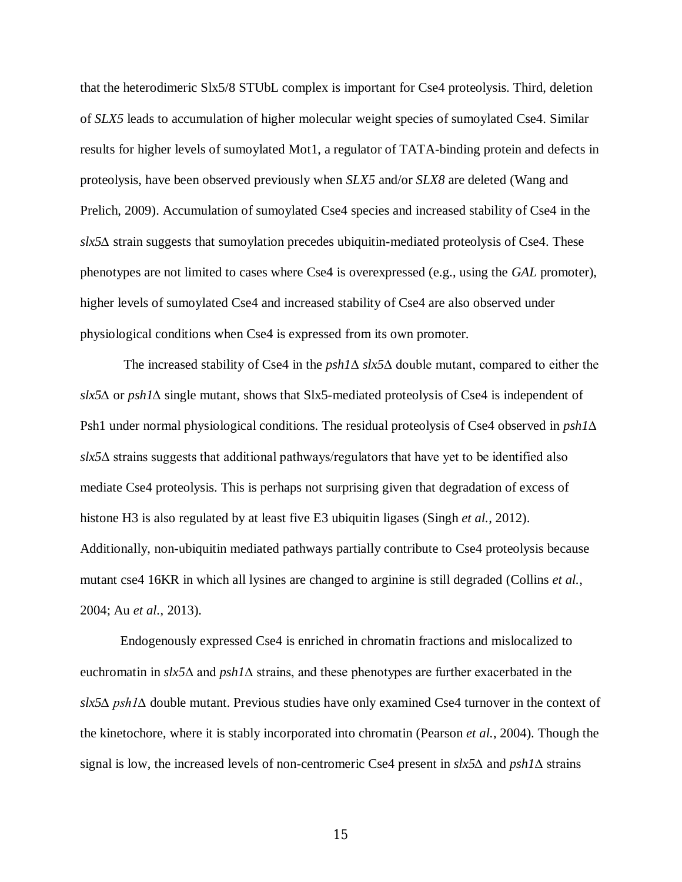that the heterodimeric Slx5/8 STUbL complex is important for Cse4 proteolysis. Third, deletion of *SLX5* leads to accumulation of higher molecular weight species of sumoylated Cse4. Similar results for higher levels of sumoylated Mot1, a regulator of TATA-binding protein and defects in proteolysis, have been observed previously when *SLX5* and/or *SLX8* are deleted (Wang and Prelich, 2009). Accumulation of sumoylated Cse4 species and increased stability of Cse4 in the *slx5*Δ strain suggests that sumoylation precedes ubiquitin-mediated proteolysis of Cse4. These phenotypes are not limited to cases where Cse4 is overexpressed (e.g., using the *GAL* promoter), higher levels of sumoylated Cse4 and increased stability of Cse4 are also observed under physiological conditions when Cse4 is expressed from its own promoter.

The increased stability of Cse4 in the *psh1*Δ *slx5*Δ double mutant, compared to either the *slx5*Δ or *psh1*Δ single mutant, shows that Slx5-mediated proteolysis of Cse4 is independent of Psh1 under normal physiological conditions. The residual proteolysis of Cse4 observed in *psh1*Δ *slx5*Δ strains suggests that additional pathways/regulators that have yet to be identified also mediate Cse4 proteolysis. This is perhaps not surprising given that degradation of excess of histone H3 is also regulated by at least five E3 ubiquitin ligases (Singh *et al.*, 2012). Additionally, non-ubiquitin mediated pathways partially contribute to Cse4 proteolysis because mutant cse4 16KR in which all lysines are changed to arginine is still degraded (Collins *et al.*, 2004; Au *et al.*, 2013).

Endogenously expressed Cse4 is enriched in chromatin fractions and mislocalized to euchromatin in *slx5*Δ and *psh1*Δ strains, and these phenotypes are further exacerbated in the *slx5*Δ *psh1*Δ double mutant. Previous studies have only examined Cse4 turnover in the context of the kinetochore, where it is stably incorporated into chromatin (Pearson *et al.*, 2004). Though the signal is low, the increased levels of non-centromeric Cse4 present in *slx5*Δ and *psh1*Δ strains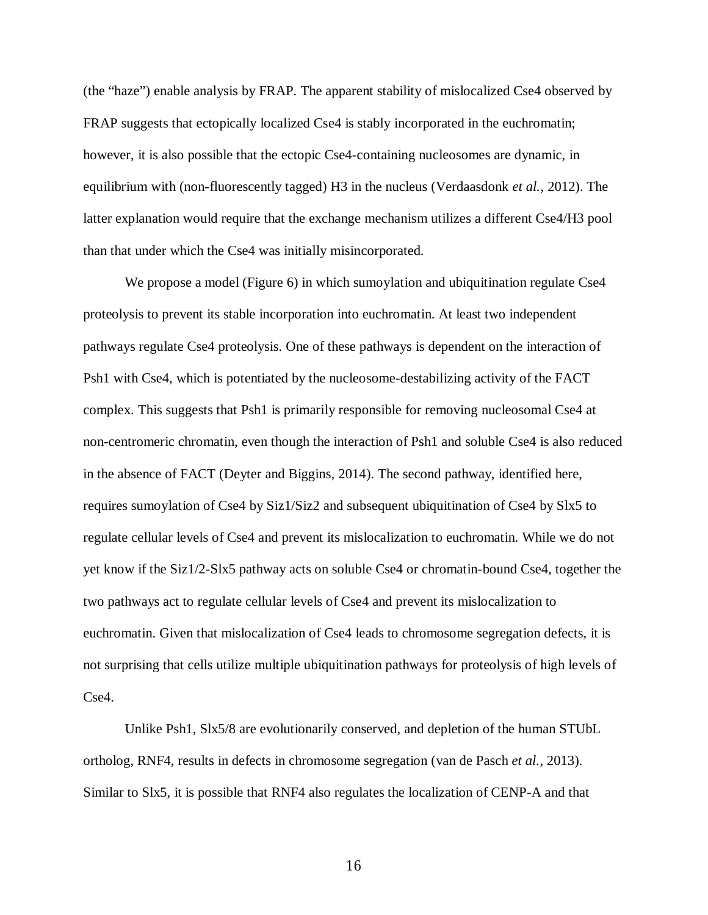(the "haze") enable analysis by FRAP. The apparent stability of mislocalized Cse4 observed by FRAP suggests that ectopically localized Cse4 is stably incorporated in the euchromatin; however, it is also possible that the ectopic Cse4-containing nucleosomes are dynamic, in equilibrium with (non-fluorescently tagged) H3 in the nucleus (Verdaasdonk *et al.*, 2012). The latter explanation would require that the exchange mechanism utilizes a different Cse4/H3 pool than that under which the Cse4 was initially misincorporated.

We propose a model (Figure 6) in which sumoylation and ubiquitination regulate Cse4 proteolysis to prevent its stable incorporation into euchromatin. At least two independent pathways regulate Cse4 proteolysis. One of these pathways is dependent on the interaction of Psh1 with Cse4, which is potentiated by the nucleosome-destabilizing activity of the FACT complex. This suggests that Psh1 is primarily responsible for removing nucleosomal Cse4 at non-centromeric chromatin, even though the interaction of Psh1 and soluble Cse4 is also reduced in the absence of FACT (Deyter and Biggins, 2014). The second pathway, identified here, requires sumoylation of Cse4 by Siz1/Siz2 and subsequent ubiquitination of Cse4 by Slx5 to regulate cellular levels of Cse4 and prevent its mislocalization to euchromatin. While we do not yet know if the Siz1/2-Slx5 pathway acts on soluble Cse4 or chromatin-bound Cse4, together the two pathways act to regulate cellular levels of Cse4 and prevent its mislocalization to euchromatin. Given that mislocalization of Cse4 leads to chromosome segregation defects, it is not surprising that cells utilize multiple ubiquitination pathways for proteolysis of high levels of Cse4.

Unlike Psh1, Slx5/8 are evolutionarily conserved, and depletion of the human STUbL ortholog, RNF4, results in defects in chromosome segregation (van de Pasch *et al.*, 2013). Similar to Slx5, it is possible that RNF4 also regulates the localization of CENP-A and that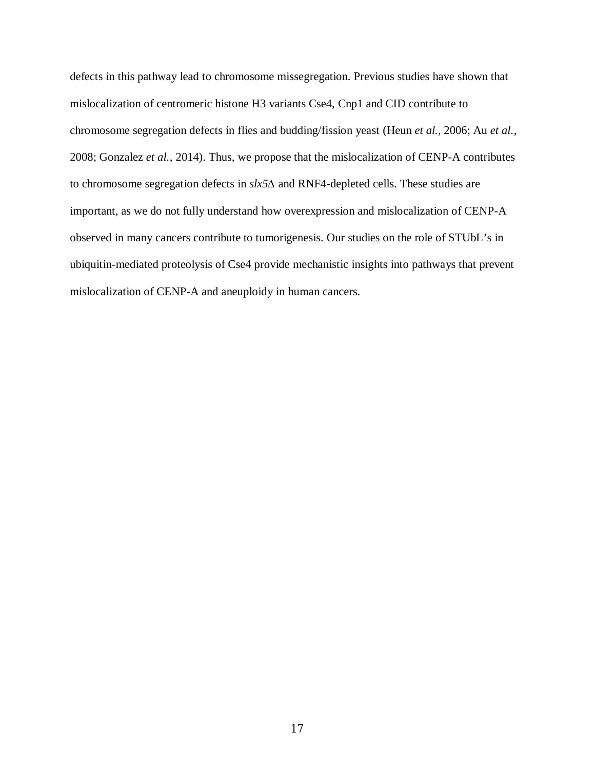defects in this pathway lead to chromosome missegregation. Previous studies have shown that mislocalization of centromeric histone H3 variants Cse4, Cnp1 and CID contribute to chromosome segregation defects in flies and budding/fission yeast (Heun *et al.*, 2006; Au *et al.*, 2008; Gonzalez *et al.*, 2014). Thus, we propose that the mislocalization of CENP-A contributes to chromosome segregation defects in *slx5*Δ and RNF4-depleted cells. These studies are important, as we do not fully understand how overexpression and mislocalization of CENP-A observed in many cancers contribute to tumorigenesis. Our studies on the role of STUbL's in ubiquitin-mediated proteolysis of Cse4 provide mechanistic insights into pathways that prevent mislocalization of CENP-A and aneuploidy in human cancers.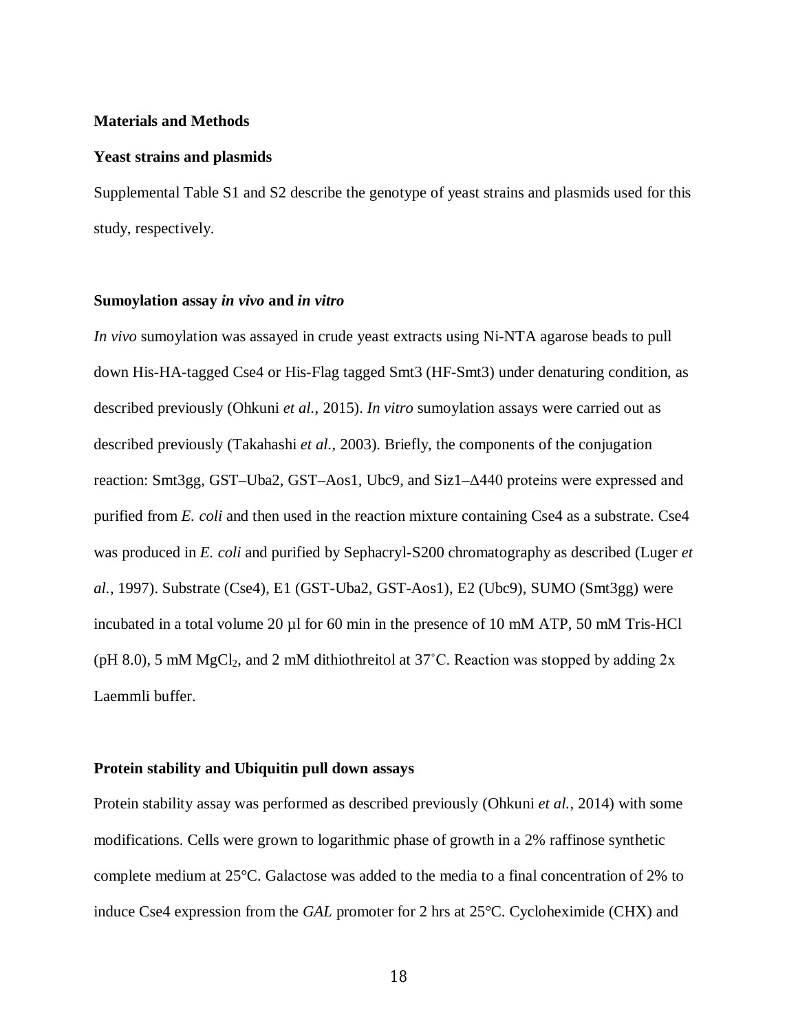## Materials and Methods

### Yeast strains and plasmids

Supplemental Table S1 and S2 describe the genotype of yeast strains and plasmids used for this study, respectively.

### Sumoylation assay *in vivo* and *in vitro*

*In vivo* sumoylation was assayed in crude yeast extracts using Ni-NTA agarose beads to pull down His-HA-tagged Cse4 or His-Flag tagged Smt3 (HF-Smt3) under denaturing condition, as described previously (Ohkuni *et al.*, 2015). *In vitro* sumoylation assays were carried out as described previously (Takahashi *et al.*, 2003). Briefly, the components of the conjugation reaction: Smt3gg, GST–Uba2, GST–Aos1, Ubc9, and Siz1–Δ440 proteins were expressed and purified from *E. coli* and then used in the reaction mixture containing Cse4 as a substrate. Cse4 was produced in *E. coli* and purified by Sephacryl-S200 chromatography as described (Luger *et al.*, 1997). Substrate (Cse4), E1 (GST-Uba2, GST-Aos1), E2 (Ubc9), SUMO (Smt3gg) were incubated in a total volume 20 µl for 60 min in the presence of 10 mM ATP, 50 mM Tris-HCl (pH 8.0), 5 mM $MgCl_2$, and 2 mM dithiothreitol at 37˚C. Reaction was stopped by adding 2x Laemmli buffer.

### Protein stability and Ubiquitin pull down assays

Protein stability assay was performed as described previously (Ohkuni *et al.*, 2014) with some modifications. Cells were grown to logarithmic phase of growth in a 2% raffinose synthetic complete medium at 25°C. Galactose was added to the media to a final concentration of 2% to induce Cse4 expression from the *GAL* promoter for 2 hrs at 25°C. Cycloheximide (CHX) and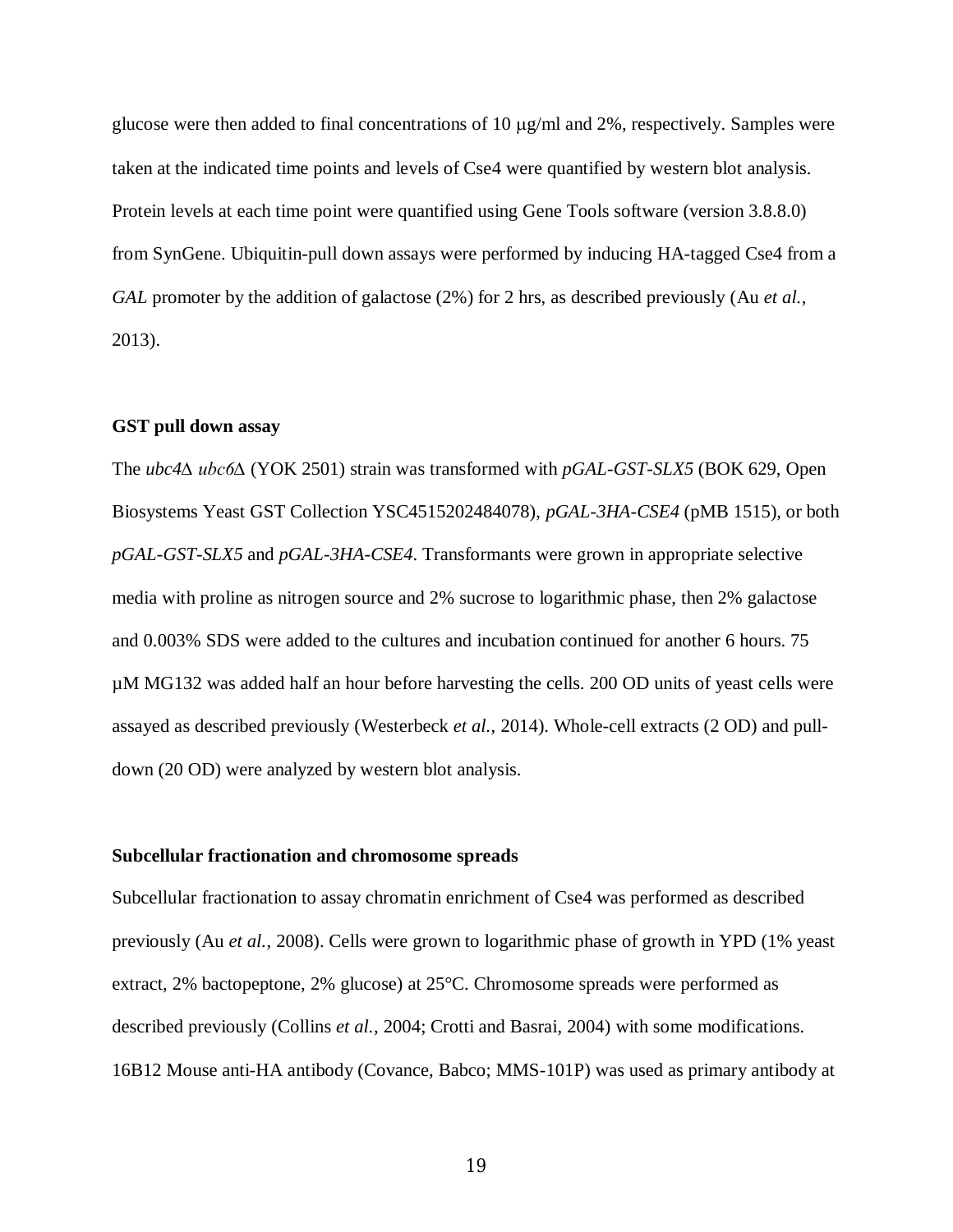glucose were then added to final concentrations of 10 μg/ml and 2%, respectively. Samples were taken at the indicated time points and levels of Cse4 were quantified by western blot analysis. Protein levels at each time point were quantified using Gene Tools software (version 3.8.8.0) from SynGene. Ubiquitin-pull down assays were performed by inducing HA-tagged Cse4 from a *GAL* promoter by the addition of galactose (2%) for 2 hrs, as described previously (Au *et al.*, 2013).

**GST pull down assay**

The *ubc4*Δ *ubc6*Δ (YOK 2501) strain was transformed with *pGAL-GST-SLX5* (BOK 629, Open Biosystems Yeast GST Collection YSC4515202484078), *pGAL-3HA-CSE4* (pMB 1515), or both *pGAL-GST-SLX5* and *pGAL-3HA-CSE4*. Transformants were grown in appropriate selective media with proline as nitrogen source and 2% sucrose to logarithmic phase, then 2% galactose and 0.003% SDS were added to the cultures and incubation continued for another 6 hours. 75 μM MG132 was added half an hour before harvesting the cells. 200 OD units of yeast cells were assayed as described previously (Westerbeck *et al.*, 2014). Whole-cell extracts (2 OD) and pull-down (20 OD) were analyzed by western blot analysis.

**Subcellular fractionation and chromosome spreads**

Subcellular fractionation to assay chromatin enrichment of Cse4 was performed as described previously (Au *et al.*, 2008). Cells were grown to logarithmic phase of growth in YPD (1% yeast extract, 2% bactopeptone, 2% glucose) at 25°C. Chromosome spreads were performed as described previously (Collins *et al.*, 2004; Crotti and Basrai, 2004) with some modifications. 16B12 Mouse anti-HA antibody (Covance, Babco; MMS-101P) was used as primary antibody at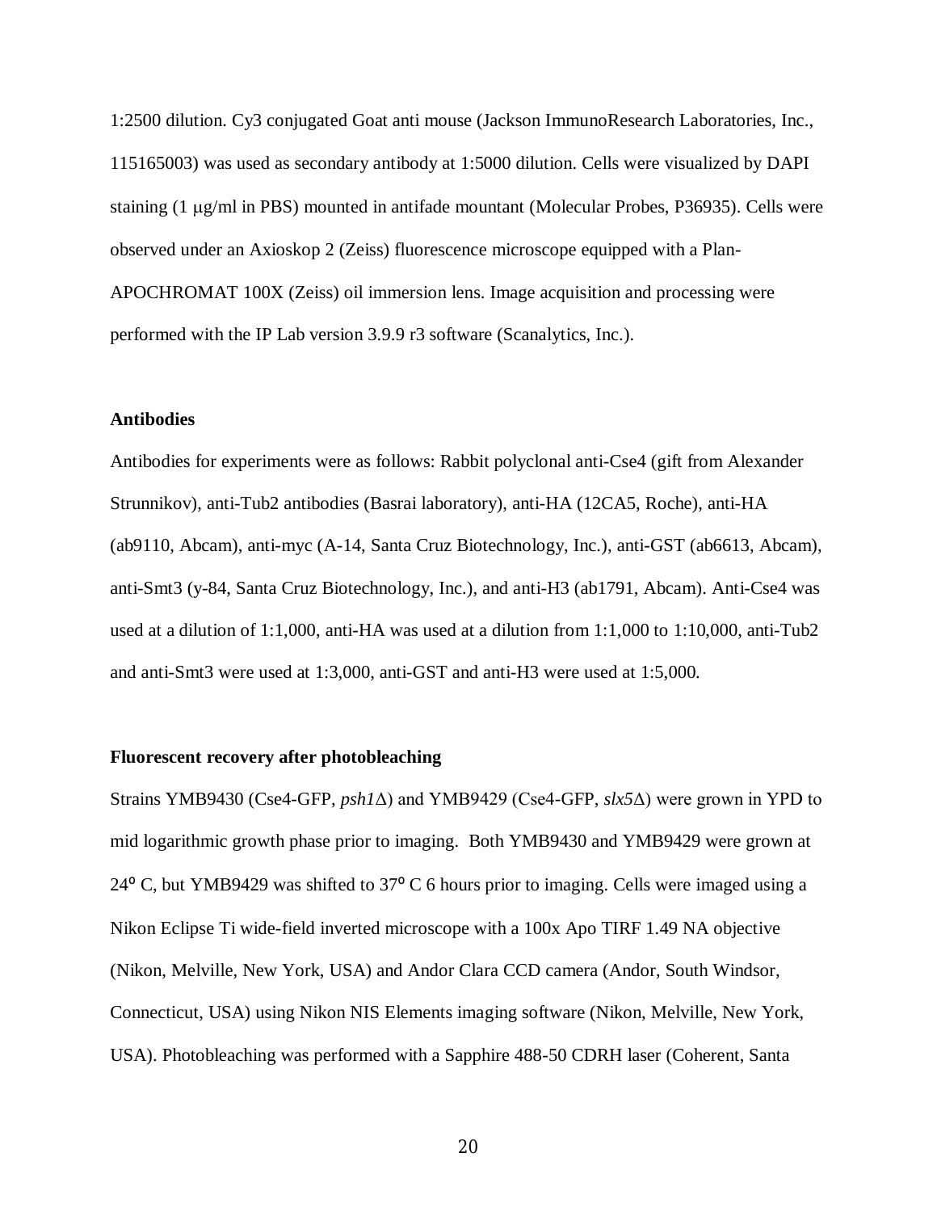1:2500 dilution. Cy3 conjugated Goat anti mouse (Jackson ImmunoResearch Laboratories, Inc., 115165003) was used as secondary antibody at 1:5000 dilution. Cells were visualized by DAPI staining (1 μg/ml in PBS) mounted in antifade mountant (Molecular Probes, P36935). Cells were observed under an Axioskop 2 (Zeiss) fluorescence microscope equipped with a Plan-APOCHROMAT 100X (Zeiss) oil immersion lens. Image acquisition and processing were performed with the IP Lab version 3.9.9 r3 software (Scanalytics, Inc.).

**Antibodies**

Antibodies for experiments were as follows: Rabbit polyclonal anti-Cse4 (gift from Alexander Strunnikov), anti-Tub2 antibodies (Basrai laboratory), anti-HA (12CA5, Roche), anti-HA (ab9110, Abcam), anti-myc (A-14, Santa Cruz Biotechnology, Inc.), anti-GST (ab6613, Abcam), anti-Smt3 (y-84, Santa Cruz Biotechnology, Inc.), and anti-H3 (ab1791, Abcam). Anti-Cse4 was used at a dilution of 1:1,000, anti-HA was used at a dilution from 1:1,000 to 1:10,000, anti-Tub2 and anti-Smt3 were used at 1:3,000, anti-GST and anti-H3 were used at 1:5,000.

**Fluorescent recovery after photobleaching**

Strains YMB9430 (Cse4-GFP, *psh1*Δ) and YMB9429 (Cse4-GFP, *slx5*Δ) were grown in YPD to mid logarithmic growth phase prior to imaging. Both YMB9430 and YMB9429 were grown at 24° C, but YMB9429 was shifted to 37° C 6 hours prior to imaging. Cells were imaged using a Nikon Eclipse Ti wide-field inverted microscope with a 100x Apo TIRF 1.49 NA objective (Nikon, Melville, New York, USA) and Andor Clara CCD camera (Andor, South Windsor, Connecticut, USA) using Nikon NIS Elements imaging software (Nikon, Melville, New York, USA). Photobleaching was performed with a Sapphire 488-50 CDRH laser (Coherent, Santa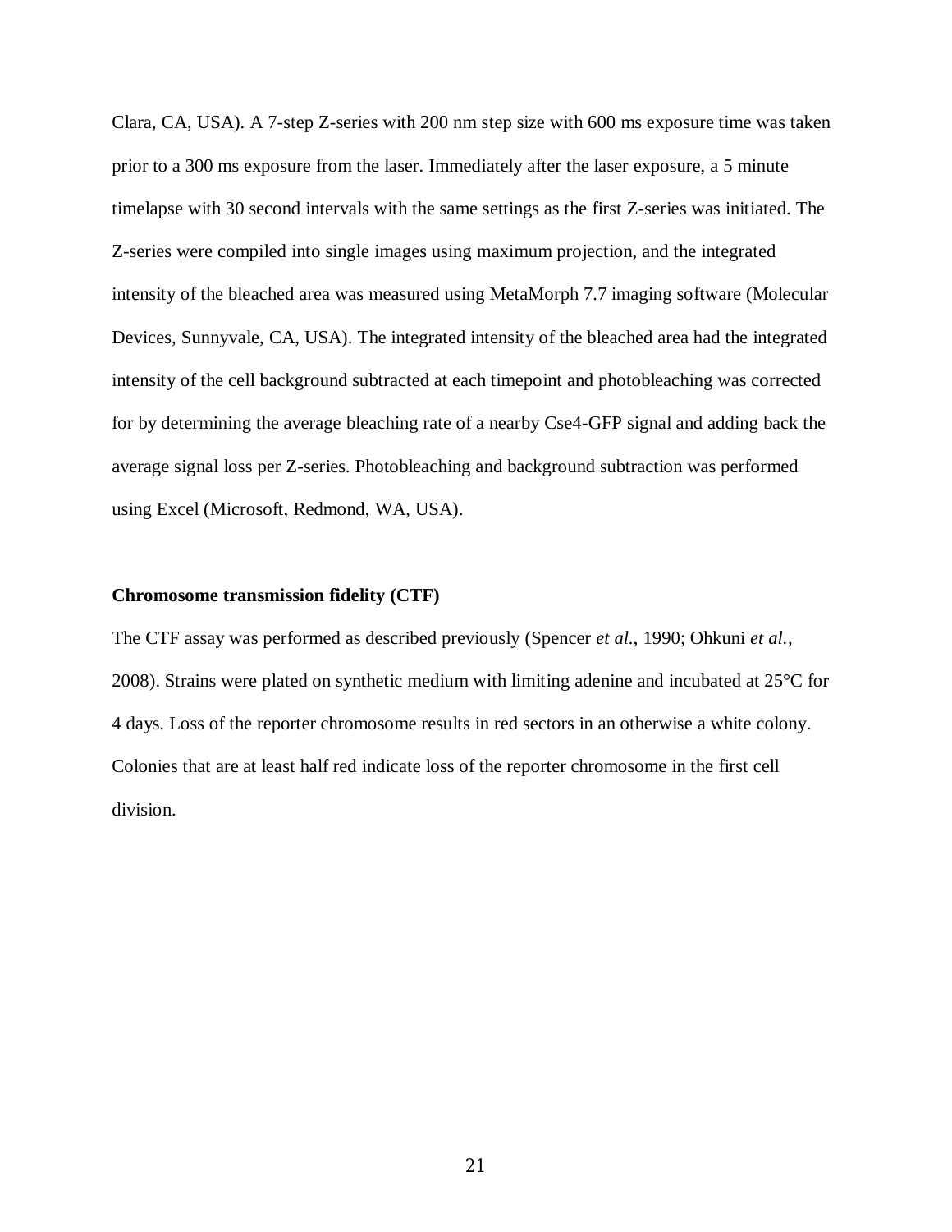Clara, CA, USA). A 7-step Z-series with 200 nm step size with 600 ms exposure time was taken prior to a 300 ms exposure from the laser. Immediately after the laser exposure, a 5 minute timelapse with 30 second intervals with the same settings as the first Z-series was initiated. The Z-series were compiled into single images using maximum projection, and the integrated intensity of the bleached area was measured using MetaMorph 7.7 imaging software (Molecular Devices, Sunnyvale, CA, USA). The integrated intensity of the bleached area had the integrated intensity of the cell background subtracted at each timepoint and photobleaching was corrected for by determining the average bleaching rate of a nearby Cse4-GFP signal and adding back the average signal loss per Z-series. Photobleaching and background subtraction was performed using Excel (Microsoft, Redmond, WA, USA).

**Chromosome transmission fidelity (CTF)**

The CTF assay was performed as described previously (Spencer *et al*., 1990; Ohkuni *et al.*, 2008). Strains were plated on synthetic medium with limiting adenine and incubated at 25°C for 4 days. Loss of the reporter chromosome results in red sectors in an otherwise a white colony. Colonies that are at least half red indicate loss of the reporter chromosome in the first cell division.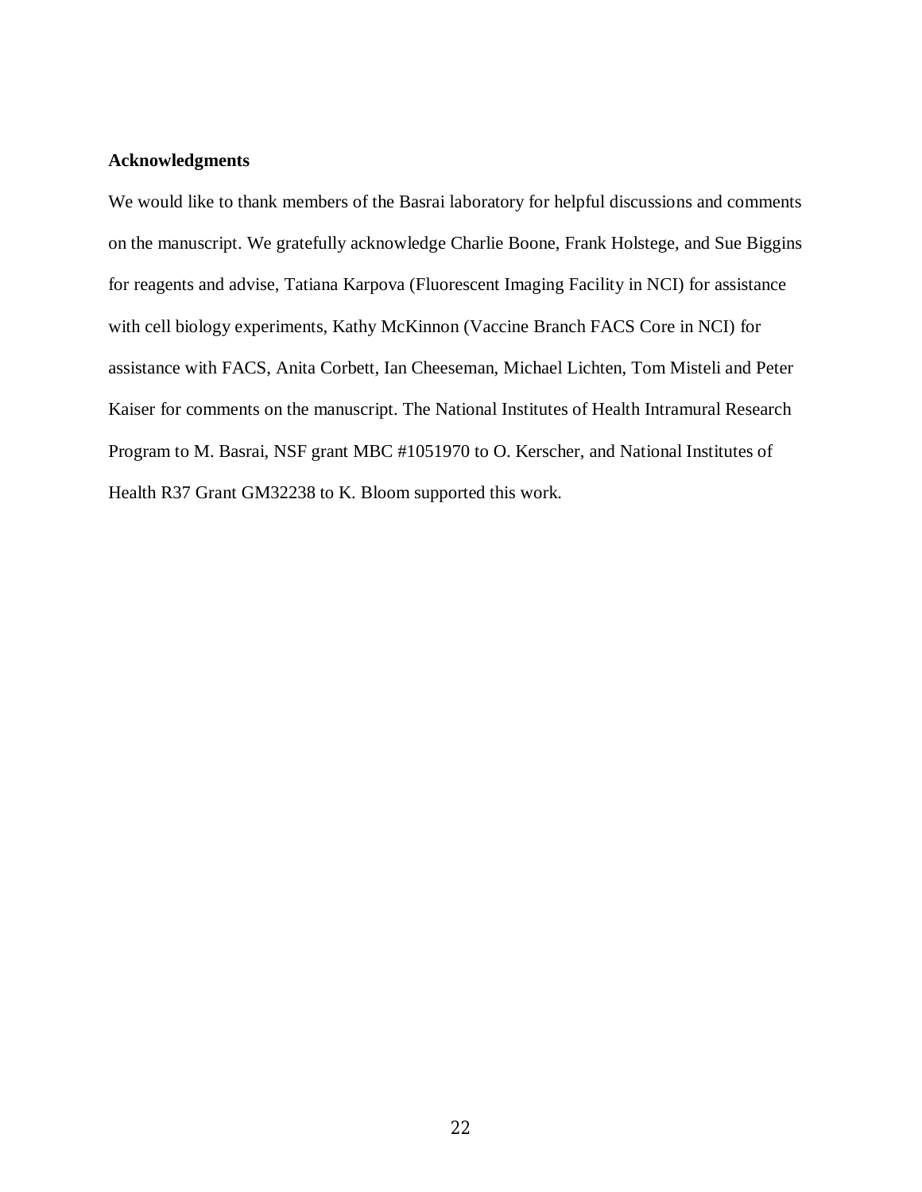**Acknowledgments**

We would like to thank members of the Basrai laboratory for helpful discussions and comments on the manuscript. We gratefully acknowledge Charlie Boone, Frank Holstege, and Sue Biggins for reagents and advise, Tatiana Karpova (Fluorescent Imaging Facility in NCI) for assistance with cell biology experiments, Kathy McKinnon (Vaccine Branch FACS Core in NCI) for assistance with FACS, Anita Corbett, Ian Cheeseman, Michael Lichten, Tom Misteli and Peter Kaiser for comments on the manuscript. The National Institutes of Health Intramural Research Program to M. Basrai, NSF grant MBC #1051970 to O. Kerscher, and National Institutes of Health R37 Grant GM32238 to K. Bloom supported this work.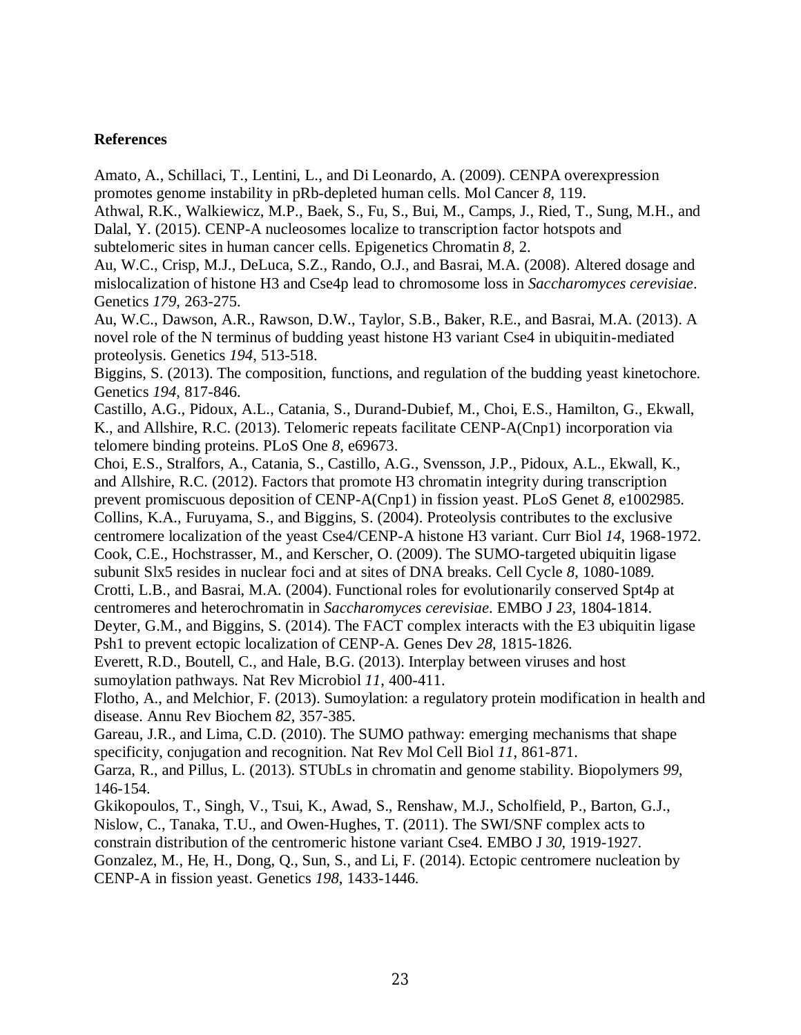**References**

Amato, A., Schillaci, T., Lentini, L., and Di Leonardo, A. (2009). CENPA overexpression promotes genome instability in pRb-depleted human cells. Mol Cancer *8*, 119.

Athwal, R.K., Walkiewicz, M.P., Baek, S., Fu, S., Bui, M., Camps, J., Ried, T., Sung, M.H., and Dalal, Y. (2015). CENP-A nucleosomes localize to transcription factor hotspots and subtelomeric sites in human cancer cells. Epigenetics Chromatin *8*, 2.

Au, W.C., Crisp, M.J., DeLuca, S.Z., Rando, O.J., and Basrai, M.A. (2008). Altered dosage and mislocalization of histone H3 and Cse4p lead to chromosome loss in *Saccharomyces cerevisiae*. Genetics *179*, 263-275.

Au, W.C., Dawson, A.R., Rawson, D.W., Taylor, S.B., Baker, R.E., and Basrai, M.A. (2013). A novel role of the N terminus of budding yeast histone H3 variant Cse4 in ubiquitin-mediated proteolysis. Genetics *194*, 513-518.

Biggins, S. (2013). The composition, functions, and regulation of the budding yeast kinetochore. Genetics *194*, 817-846.

Castillo, A.G., Pidoux, A.L., Catania, S., Durand-Dubief, M., Choi, E.S., Hamilton, G., Ekwall, K., and Allshire, R.C. (2013). Telomeric repeats facilitate CENP-A(Cnp1) incorporation via telomere binding proteins. PLoS One *8*, e69673.

Choi, E.S., Stralfors, A., Catania, S., Castillo, A.G., Svensson, J.P., Pidoux, A.L., Ekwall, K., and Allshire, R.C. (2012). Factors that promote H3 chromatin integrity during transcription prevent promiscuous deposition of CENP-A(Cnp1) in fission yeast. PLoS Genet *8*, e1002985.

Collins, K.A., Furuyama, S., and Biggins, S. (2004). Proteolysis contributes to the exclusive centromere localization of the yeast Cse4/CENP-A histone H3 variant. Curr Biol *14*, 1968-1972.

Cook, C.E., Hochstrasser, M., and Kerscher, O. (2009). The SUMO-targeted ubiquitin ligase subunit Slx5 resides in nuclear foci and at sites of DNA breaks. Cell Cycle *8*, 1080-1089.

Crotti, L.B., and Basrai, M.A. (2004). Functional roles for evolutionarily conserved Spt4p at centromeres and heterochromatin in *Saccharomyces cerevisiae*. EMBO J *23*, 1804-1814.

Deyter, G.M., and Biggins, S. (2014). The FACT complex interacts with the E3 ubiquitin ligase Psh1 to prevent ectopic localization of CENP-A. Genes Dev *28*, 1815-1826.

Everett, R.D., Boutell, C., and Hale, B.G. (2013). Interplay between viruses and host sumoylation pathways. Nat Rev Microbiol *11*, 400-411.

Flotho, A., and Melchior, F. (2013). Sumoylation: a regulatory protein modification in health and disease. Annu Rev Biochem *82*, 357-385.

Gareau, J.R., and Lima, C.D. (2010). The SUMO pathway: emerging mechanisms that shape specificity, conjugation and recognition. Nat Rev Mol Cell Biol *11*, 861-871.

Garza, R., and Pillus, L. (2013). STUbLs in chromatin and genome stability. Biopolymers *99*, 146-154.

Gkikopoulos, T., Singh, V., Tsui, K., Awad, S., Renshaw, M.J., Scholfield, P., Barton, G.J., Nislow, C., Tanaka, T.U., and Owen-Hughes, T. (2011). The SWI/SNF complex acts to constrain distribution of the centromeric histone variant Cse4. EMBO J *30*, 1919-1927.

Gonzalez, M., He, H., Dong, Q., Sun, S., and Li, F. (2014). Ectopic centromere nucleation by CENP-A in fission yeast. Genetics *198*, 1433-1446.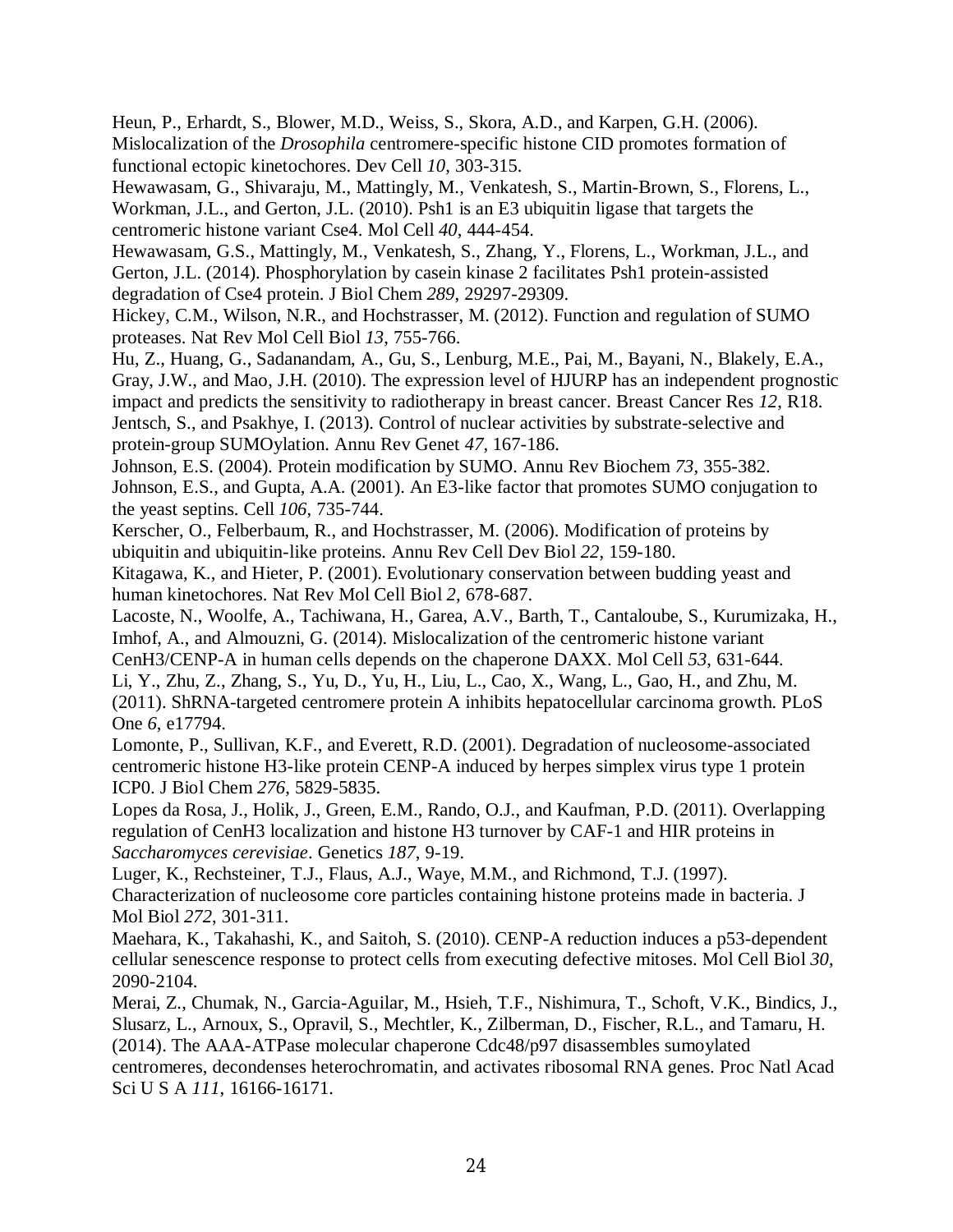Heun, P., Erhardt, S., Blower, M.D., Weiss, S., Skora, A.D., and Karpen, G.H. (2006). Mislocalization of the *Drosophila* centromere-specific histone CID promotes formation of functional ectopic kinetochores. Dev Cell *10*, 303-315.

Hewawasam, G., Shivaraju, M., Mattingly, M., Venkatesh, S., Martin-Brown, S., Florens, L., Workman, J.L., and Gerton, J.L. (2010). Psh1 is an E3 ubiquitin ligase that targets the centromeric histone variant Cse4. Mol Cell *40*, 444-454.

Hewawasam, G.S., Mattingly, M., Venkatesh, S., Zhang, Y., Florens, L., Workman, J.L., and Gerton, J.L. (2014). Phosphorylation by casein kinase 2 facilitates Psh1 protein-assisted degradation of Cse4 protein. J Biol Chem *289*, 29297-29309.

Hickey, C.M., Wilson, N.R., and Hochstrasser, M. (2012). Function and regulation of SUMO proteases. Nat Rev Mol Cell Biol *13*, 755-766.

Hu, Z., Huang, G., Sadanandam, A., Gu, S., Lenburg, M.E., Pai, M., Bayani, N., Blakely, E.A., Gray, J.W., and Mao, J.H. (2010). The expression level of HJURP has an independent prognostic impact and predicts the sensitivity to radiotherapy in breast cancer. Breast Cancer Res *12*, R18.

Jentsch, S., and Psakhye, I. (2013). Control of nuclear activities by substrate-selective and protein-group SUMOylation. Annu Rev Genet *47*, 167-186.

Johnson, E.S. (2004). Protein modification by SUMO. Annu Rev Biochem *73*, 355-382.

Johnson, E.S., and Gupta, A.A. (2001). An E3-like factor that promotes SUMO conjugation to the yeast septins. Cell *106*, 735-744.

Kerscher, O., Felberbaum, R., and Hochstrasser, M. (2006). Modification of proteins by ubiquitin and ubiquitin-like proteins. Annu Rev Cell Dev Biol *22*, 159-180.

Kitagawa, K., and Hieter, P. (2001). Evolutionary conservation between budding yeast and human kinetochores. Nat Rev Mol Cell Biol *2*, 678-687.

Lacoste, N., Woolfe, A., Tachiwana, H., Garea, A.V., Barth, T., Cantaloube, S., Kurumizaka, H., Imhof, A., and Almouzni, G. (2014). Mislocalization of the centromeric histone variant CenH3/CENP-A in human cells depends on the chaperone DAXX. Mol Cell *53*, 631-644.

Li, Y., Zhu, Z., Zhang, S., Yu, D., Yu, H., Liu, L., Cao, X., Wang, L., Gao, H., and Zhu, M. (2011). ShRNA-targeted centromere protein A inhibits hepatocellular carcinoma growth. PLoS One *6*, e17794.

Lomonte, P., Sullivan, K.F., and Everett, R.D. (2001). Degradation of nucleosome-associated centromeric histone H3-like protein CENP-A induced by herpes simplex virus type 1 protein ICP0. J Biol Chem *276*, 5829-5835.

Lopes da Rosa, J., Holik, J., Green, E.M., Rando, O.J., and Kaufman, P.D. (2011). Overlapping regulation of CenH3 localization and histone H3 turnover by CAF-1 and HIR proteins in *Saccharomyces cerevisiae*. Genetics *187*, 9-19.

Luger, K., Rechsteiner, T.J., Flaus, A.J., Waye, M.M., and Richmond, T.J. (1997). Characterization of nucleosome core particles containing histone proteins made in bacteria. J Mol Biol *272*, 301-311.

Maehara, K., Takahashi, K., and Saitoh, S. (2010). CENP-A reduction induces a p53-dependent cellular senescence response to protect cells from executing defective mitoses. Mol Cell Biol *30*, 2090-2104.

Merai, Z., Chumak, N., Garcia-Aguilar, M., Hsieh, T.F., Nishimura, T., Schoft, V.K., Bindics, J., Slusarz, L., Arnoux, S., Opravil, S., Mechtler, K., Zilberman, D., Fischer, R.L., and Tamaru, H. (2014). The AAA-ATPase molecular chaperone Cdc48/p97 disassembles sumoylated centromeres, decondenses heterochromatin, and activates ribosomal RNA genes. Proc Natl Acad Sci U S A *111*, 16166-16171.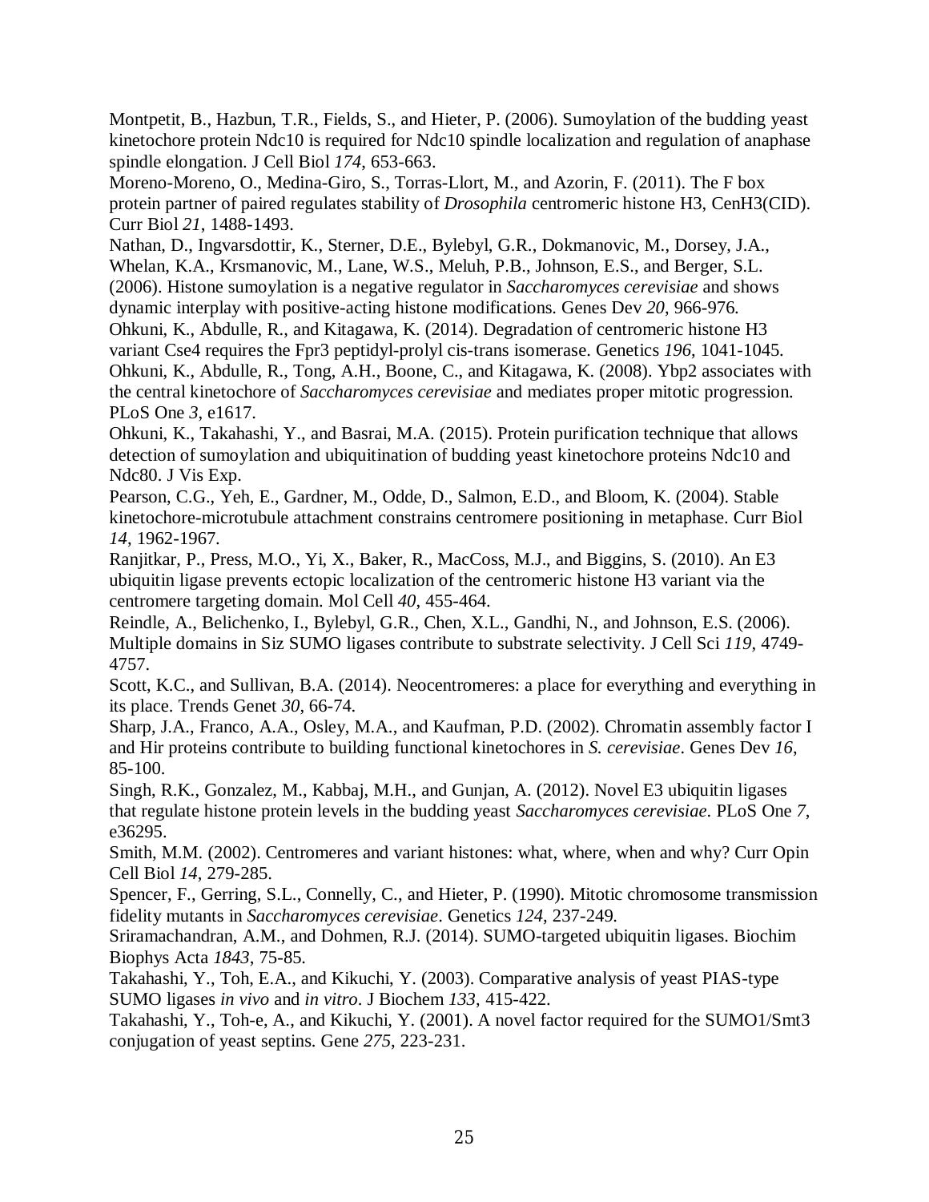Montpetit, B., Hazbun, T.R., Fields, S., and Hieter, P. (2006). Sumoylation of the budding yeast kinetochore protein Ndc10 is required for Ndc10 spindle localization and regulation of anaphase spindle elongation. J Cell Biol *174*, 653-663.

Moreno-Moreno, O., Medina-Giro, S., Torras-Llort, M., and Azorin, F. (2011). The F box protein partner of paired regulates stability of *Drosophila* centromeric histone H3, CenH3(CID). Curr Biol *21*, 1488-1493.

Nathan, D., Ingvarsdottir, K., Sterner, D.E., Bylebyl, G.R., Dokmanovic, M., Dorsey, J.A., Whelan, K.A., Krsmanovic, M., Lane, W.S., Meluh, P.B., Johnson, E.S., and Berger, S.L. (2006). Histone sumoylation is a negative regulator in *Saccharomyces cerevisiae* and shows dynamic interplay with positive-acting histone modifications. Genes Dev *20*, 966-976.

Ohkuni, K., Abdulle, R., and Kitagawa, K. (2014). Degradation of centromeric histone H3 variant Cse4 requires the Fpr3 peptidyl-prolyl cis-trans isomerase. Genetics *196*, 1041-1045.

Ohkuni, K., Abdulle, R., Tong, A.H., Boone, C., and Kitagawa, K. (2008). Ybp2 associates with the central kinetochore of *Saccharomyces cerevisiae* and mediates proper mitotic progression. PLoS One *3*, e1617.

Ohkuni, K., Takahashi, Y., and Basrai, M.A. (2015). Protein purification technique that allows detection of sumoylation and ubiquitination of budding yeast kinetochore proteins Ndc10 and Ndc80. J Vis Exp.

Pearson, C.G., Yeh, E., Gardner, M., Odde, D., Salmon, E.D., and Bloom, K. (2004). Stable kinetochore-microtubule attachment constrains centromere positioning in metaphase. Curr Biol *14*, 1962-1967.

Ranjitkar, P., Press, M.O., Yi, X., Baker, R., MacCoss, M.J., and Biggins, S. (2010). An E3 ubiquitin ligase prevents ectopic localization of the centromeric histone H3 variant via the centromere targeting domain. Mol Cell *40*, 455-464.

Reindle, A., Belichenko, I., Bylebyl, G.R., Chen, X.L., Gandhi, N., and Johnson, E.S. (2006). Multiple domains in Siz SUMO ligases contribute to substrate selectivity. J Cell Sci *119*, 4749-4757.

Scott, K.C., and Sullivan, B.A. (2014). Neocentromeres: a place for everything and everything in its place. Trends Genet *30*, 66-74.

Sharp, J.A., Franco, A.A., Osley, M.A., and Kaufman, P.D. (2002). Chromatin assembly factor I and Hir proteins contribute to building functional kinetochores in *S. cerevisiae*. Genes Dev *16*, 85-100.

Singh, R.K., Gonzalez, M., Kabbaj, M.H., and Gunjan, A. (2012). Novel E3 ubiquitin ligases that regulate histone protein levels in the budding yeast *Saccharomyces cerevisiae*. PLoS One *7*, e36295.

Smith, M.M. (2002). Centromeres and variant histones: what, where, when and why? Curr Opin Cell Biol *14*, 279-285.

Spencer, F., Gerring, S.L., Connelly, C., and Hieter, P. (1990). Mitotic chromosome transmission fidelity mutants in *Saccharomyces cerevisiae*. Genetics *124*, 237-249.

Sriramachandran, A.M., and Dohmen, R.J. (2014). SUMO-targeted ubiquitin ligases. Biochim Biophys Acta *1843*, 75-85.

Takahashi, Y., Toh, E.A., and Kikuchi, Y. (2003). Comparative analysis of yeast PIAS-type SUMO ligases *in vivo* and *in vitro*. J Biochem *133*, 415-422.

Takahashi, Y., Toh-e, A., and Kikuchi, Y. (2001). A novel factor required for the SUMO1/Smt3 conjugation of yeast septins. Gene *275*, 223-231.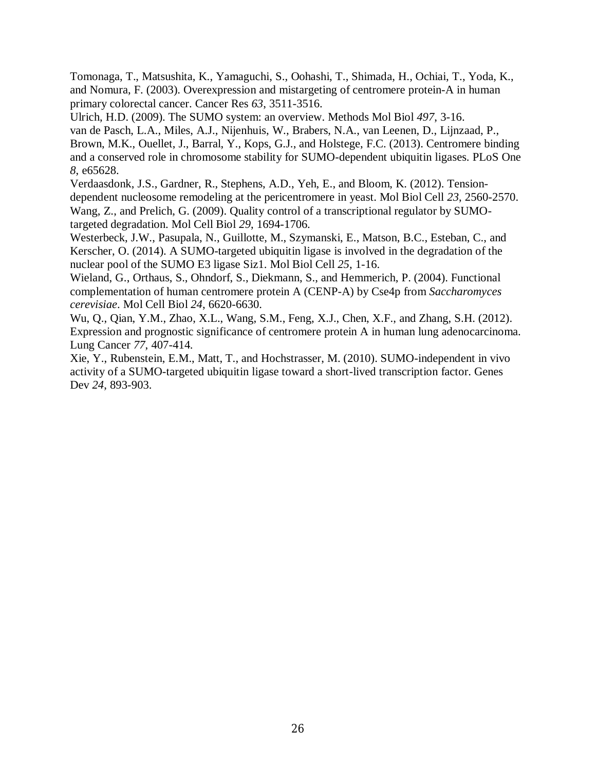Tomonaga, T., Matsushita, K., Yamaguchi, S., Oohashi, T., Shimada, H., Ochiai, T., Yoda, K., and Nomura, F. (2003). Overexpression and mistargeting of centromere protein-A in human primary colorectal cancer. Cancer Res *63*, 3511-3516.

Ulrich, H.D. (2009). The SUMO system: an overview. Methods Mol Biol *497*, 3-16.

van de Pasch, L.A., Miles, A.J., Nijenhuis, W., Brabers, N.A., van Leenen, D., Lijnzaad, P., Brown, M.K., Ouellet, J., Barral, Y., Kops, G.J., and Holstege, F.C. (2013). Centromere binding and a conserved role in chromosome stability for SUMO-dependent ubiquitin ligases. PLoS One *8*, e65628.

Verdaasdonk, J.S., Gardner, R., Stephens, A.D., Yeh, E., and Bloom, K. (2012). Tension-dependent nucleosome remodeling at the pericentromere in yeast. Mol Biol Cell *23*, 2560-2570.

Wang, Z., and Prelich, G. (2009). Quality control of a transcriptional regulator by SUMO-targeted degradation. Mol Cell Biol *29*, 1694-1706.

Westerbeck, J.W., Pasupala, N., Guillotte, M., Szymanski, E., Matson, B.C., Esteban, C., and Kerscher, O. (2014). A SUMO-targeted ubiquitin ligase is involved in the degradation of the nuclear pool of the SUMO E3 ligase Siz1. Mol Biol Cell *25*, 1-16.

Wieland, G., Orthaus, S., Ohndorf, S., Diekmann, S., and Hemmerich, P. (2004). Functional complementation of human centromere protein A (CENP-A) by Cse4p from *Saccharomyces cerevisiae*. Mol Cell Biol *24*, 6620-6630.

Wu, Q., Qian, Y.M., Zhao, X.L., Wang, S.M., Feng, X.J., Chen, X.F., and Zhang, S.H. (2012). Expression and prognostic significance of centromere protein A in human lung adenocarcinoma. Lung Cancer *77*, 407-414.

Xie, Y., Rubenstein, E.M., Matt, T., and Hochstrasser, M. (2010). SUMO-independent in vivo activity of a SUMO-targeted ubiquitin ligase toward a short-lived transcription factor. Genes Dev *24*, 893-903.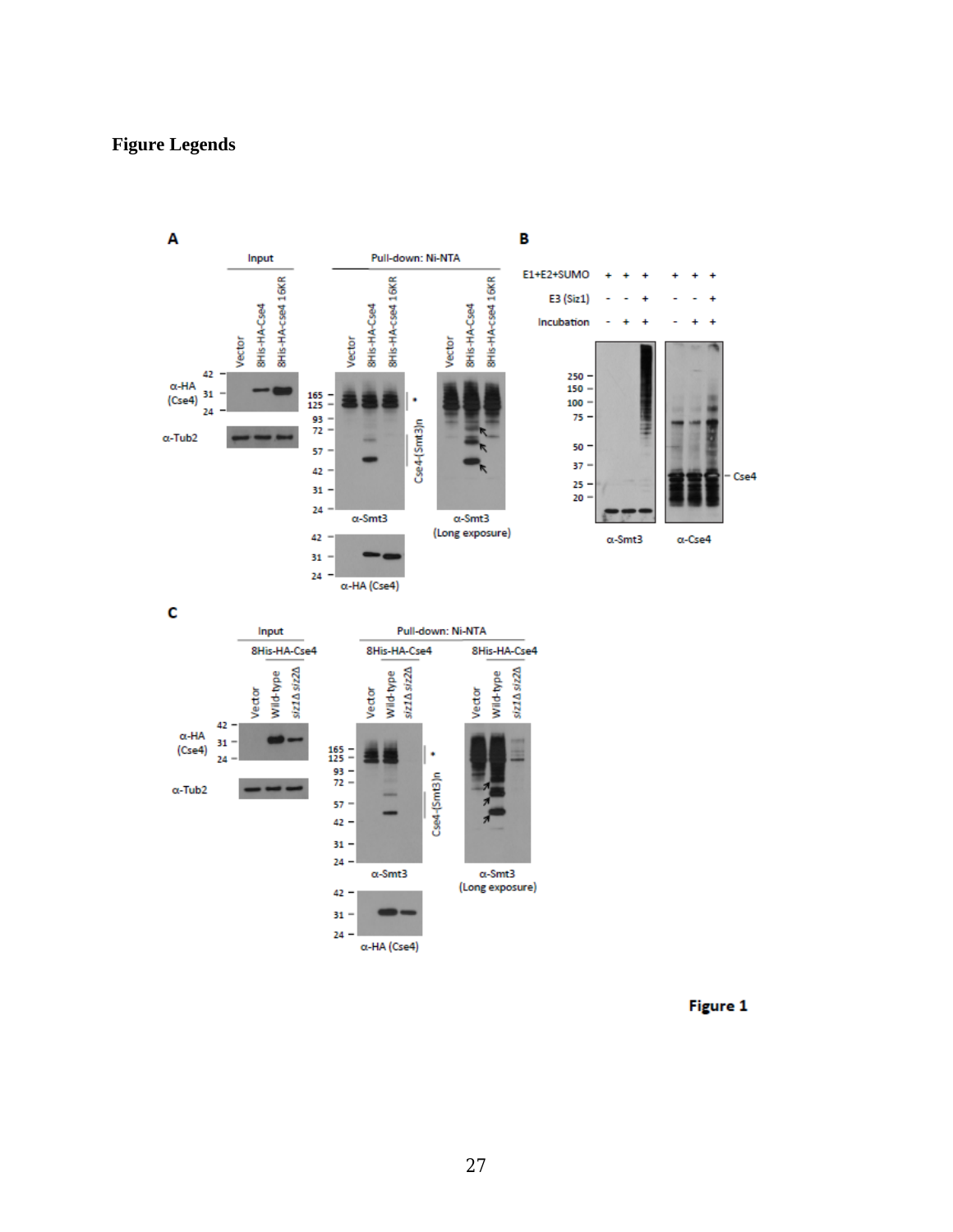# Figure Legends

Figure 1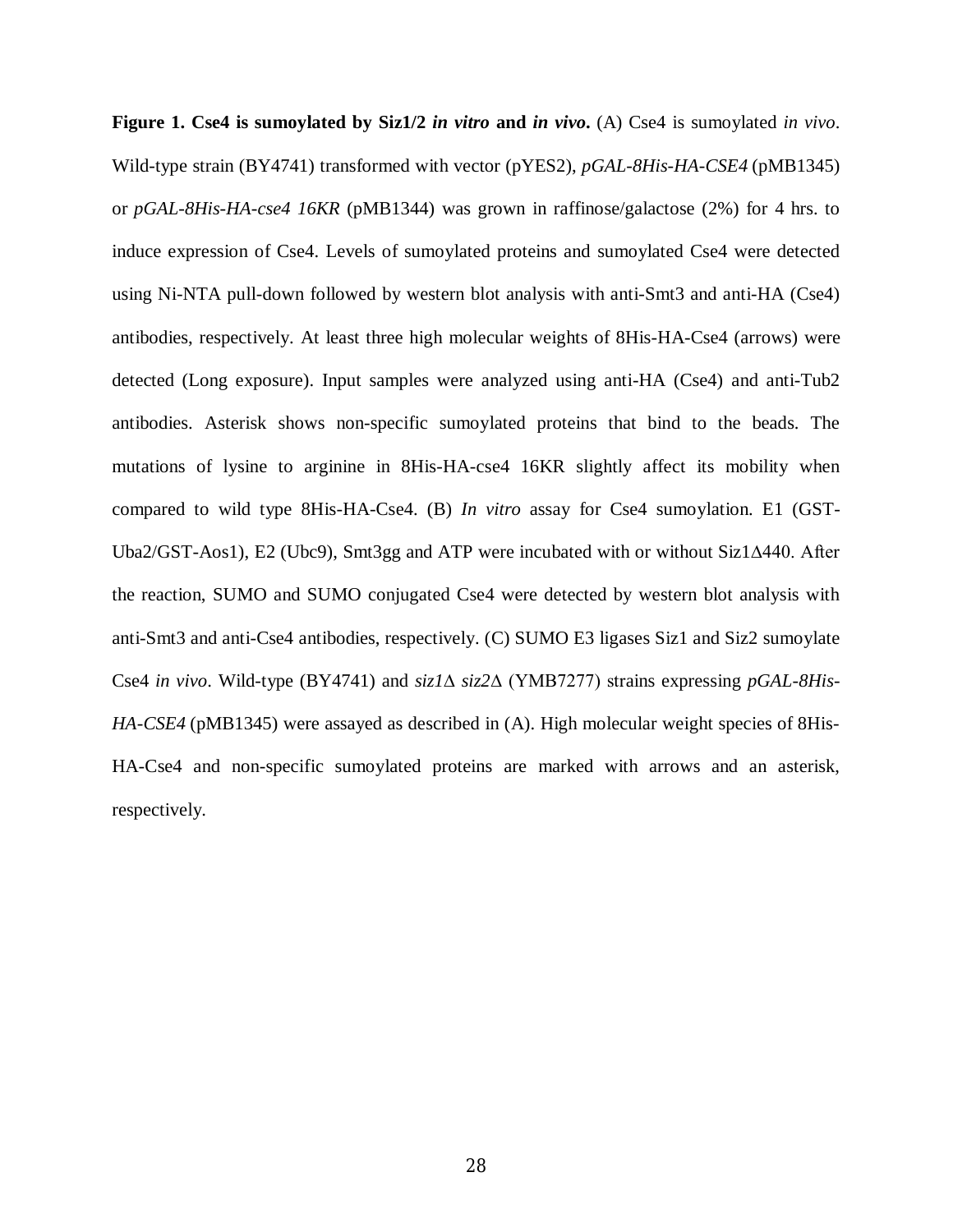**Figure 1. Cse4 is sumoylated by Siz1/2 *in vitro* and *in vivo*.** (A) Cse4 is sumoylated *in vivo*. Wild-type strain (BY4741) transformed with vector (pYES2), *pGAL-8His-HA-CSE4* (pMB1345) or *pGAL-8His-HA-cse4 16KR* (pMB1344) was grown in raffinose/galactose (2%) for 4 hrs. to induce expression of Cse4. Levels of sumoylated proteins and sumoylated Cse4 were detected using Ni-NTA pull-down followed by western blot analysis with anti-Smt3 and anti-HA (Cse4) antibodies, respectively. At least three high molecular weights of 8His-HA-Cse4 (arrows) were detected (Long exposure). Input samples were analyzed using anti-HA (Cse4) and anti-Tub2 antibodies. Asterisk shows non-specific sumoylated proteins that bind to the beads. The mutations of lysine to arginine in 8His-HA-cse4 16KR slightly affect its mobility when compared to wild type 8His-HA-Cse4. (B) *In vitro* assay for Cse4 sumoylation. E1 (GST-Uba2/GST-Aos1), E2 (Ubc9), Smt3gg and ATP were incubated with or without Siz1Δ440. After the reaction, SUMO and SUMO conjugated Cse4 were detected by western blot analysis with anti-Smt3 and anti-Cse4 antibodies, respectively. (C) SUMO E3 ligases Siz1 and Siz2 sumoylate Cse4 *in vivo*. Wild-type (BY4741) and *siz1Δ siz2Δ* (YMB7277) strains expressing *pGAL-8His-HA-CSE4* (pMB1345) were assayed as described in (A). High molecular weight species of 8His-HA-Cse4 and non-specific sumoylated proteins are marked with arrows and an asterisk, respectively.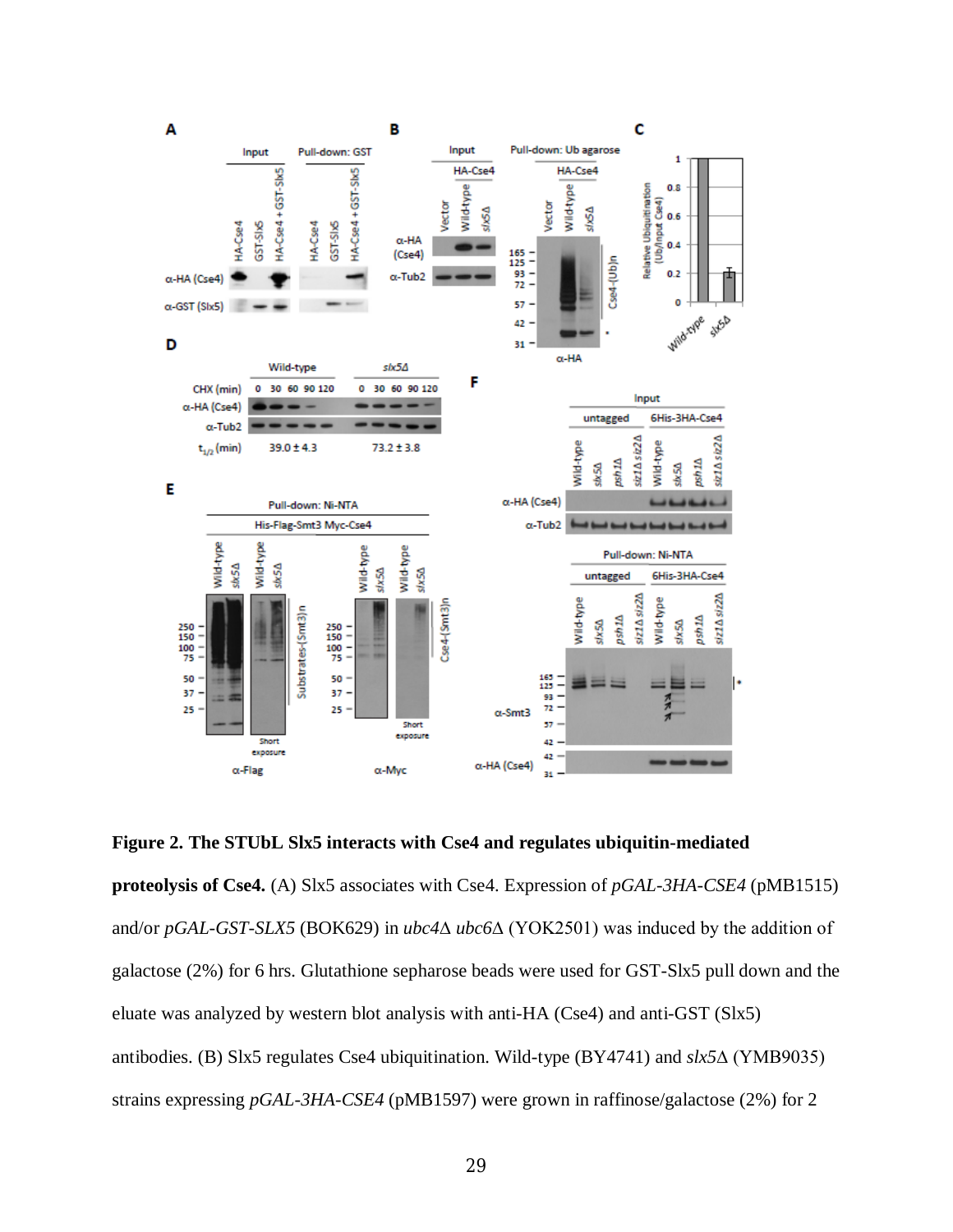**Figure 2. The STUbL Slx5 interacts with Cse4 and regulates ubiquitin-mediated proteolysis of Cse4.** (A) Slx5 associates with Cse4. Expression of *pGAL-3HA-CSE4* (pMB1515) and/or *pGAL-GST-SLX5* (BOK629) in *ubc4Δ ubc6Δ* (YOK2501) was induced by the addition of galactose (2%) for 6 hrs. Glutathione sepharose beads were used for GST-Slx5 pull down and the eluate was analyzed by western blot analysis with anti-HA (Cse4) and anti-GST (Slx5) antibodies. (B) Slx5 regulates Cse4 ubiquitination. Wild-type (BY4741) and *slx5Δ* (YMB9035) strains expressing *pGAL-3HA-CSE4* (pMB1597) were grown in raffinose/galactose (2%) for 2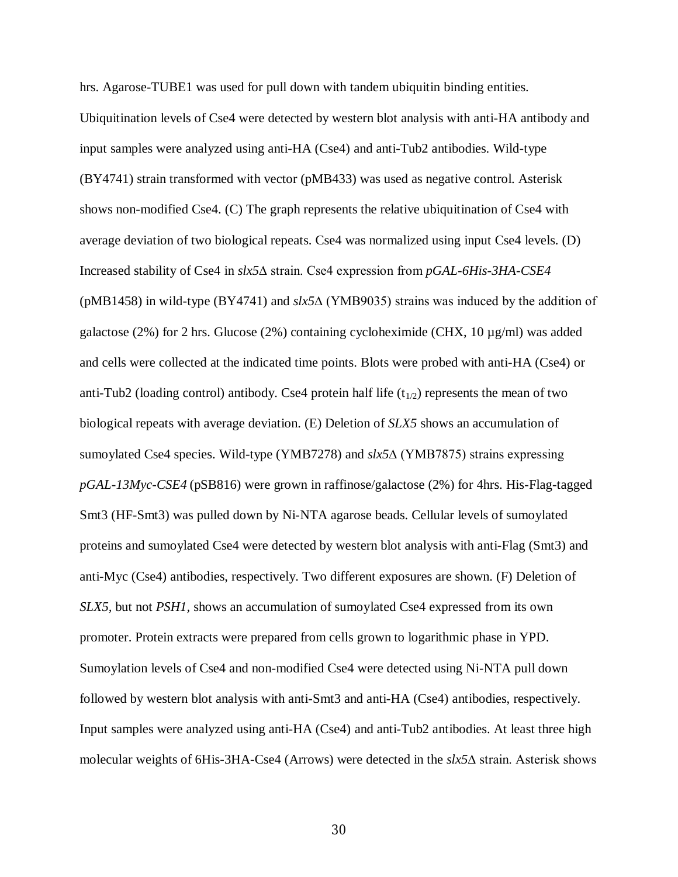hrs. Agarose-TUBE1 was used for pull down with tandem ubiquitin binding entities. Ubiquitination levels of Cse4 were detected by western blot analysis with anti-HA antibody and input samples were analyzed using anti-HA (Cse4) and anti-Tub2 antibodies. Wild-type (BY4741) strain transformed with vector (pMB433) was used as negative control. Asterisk shows non-modified Cse4. (C) The graph represents the relative ubiquitination of Cse4 with average deviation of two biological repeats. Cse4 was normalized using input Cse4 levels. (D) Increased stability of Cse4 in *slx5*Δ strain. Cse4 expression from *pGAL-6His-3HA-CSE4* (pMB1458) in wild-type (BY4741) and *slx5*Δ (YMB9035) strains was induced by the addition of galactose (2%) for 2 hrs. Glucose (2%) containing cycloheximide (CHX, 10 µg/ml) was added and cells were collected at the indicated time points. Blots were probed with anti-HA (Cse4) or anti-Tub2 (loading control) antibody. Cse4 protein half life ($t_{1/2}$) represents the mean of two biological repeats with average deviation. (E) Deletion of *SLX5* shows an accumulation of sumoylated Cse4 species. Wild-type (YMB7278) and *slx5*Δ (YMB7875) strains expressing *pGAL-13Myc-CSE4* (pSB816) were grown in raffinose/galactose (2%) for 4hrs. His-Flag-tagged Smt3 (HF-Smt3) was pulled down by Ni-NTA agarose beads. Cellular levels of sumoylated proteins and sumoylated Cse4 were detected by western blot analysis with anti-Flag (Smt3) and anti-Myc (Cse4) antibodies, respectively. Two different exposures are shown. (F) Deletion of *SLX5*, but not *PSH1*, shows an accumulation of sumoylated Cse4 expressed from its own promoter. Protein extracts were prepared from cells grown to logarithmic phase in YPD. Sumoylation levels of Cse4 and non-modified Cse4 were detected using Ni-NTA pull down followed by western blot analysis with anti-Smt3 and anti-HA (Cse4) antibodies, respectively. Input samples were analyzed using anti-HA (Cse4) and anti-Tub2 antibodies. At least three high molecular weights of 6His-3HA-Cse4 (Arrows) were detected in the *slx5*Δ strain. Asterisk shows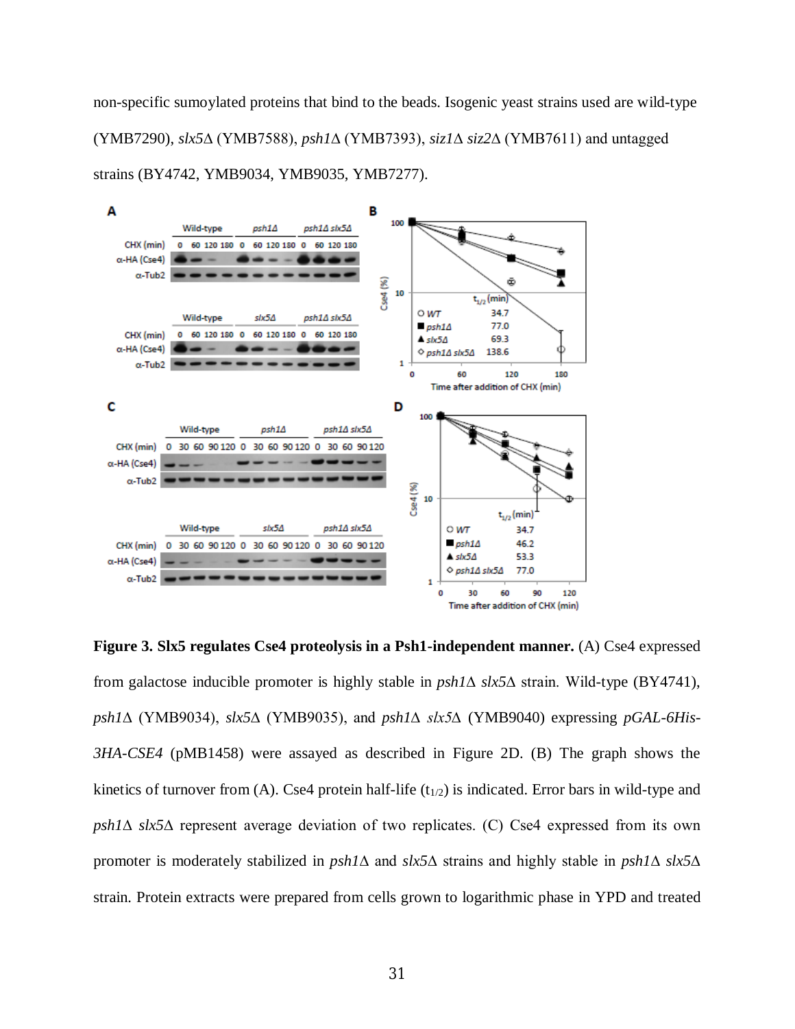non-specific sumoylated proteins that bind to the beads. Isogenic yeast strains used are wild-type (YMB7290), *slx5*Δ (YMB7588), *psh1*Δ (YMB7393), *siz1*Δ *siz2*Δ (YMB7611) and untagged strains (BY4742, YMB9034, YMB9035, YMB7277).

**Figure 3. Slx5 regulates Cse4 proteolysis in a Psh1-independent manner.** (A) Cse4 expressed from galactose inducible promoter is highly stable in *psh1*Δ *slx5*Δ strain. Wild-type (BY4741), *psh1*Δ (YMB9034), *slx5*Δ (YMB9035), and *psh1*Δ *slx5*Δ (YMB9040) expressing *pGAL-6His-3HA-CSE4* (pMB1458) were assayed as described in Figure 2D. (B) The graph shows the kinetics of turnover from (A). Cse4 protein half-life ($t_{1/2}$) is indicated. Error bars in wild-type and *psh1*Δ *slx5*Δ represent average deviation of two replicates. (C) Cse4 expressed from its own promoter is moderately stabilized in *psh1*Δ and *slx5*Δ strains and highly stable in *psh1*Δ *slx5*Δ strain. Protein extracts were prepared from cells grown to logarithmic phase in YPD and treated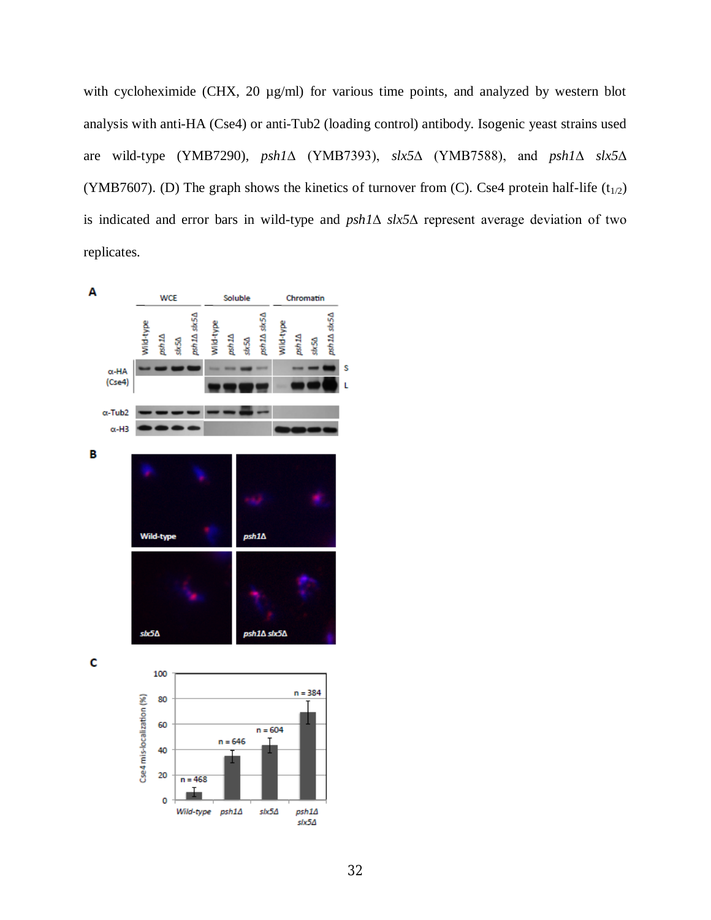with cycloheximide (CHX, 20 µg/ml) for various time points, and analyzed by western blot analysis with anti-HA (Cse4) or anti-Tub2 (loading control) antibody. Isogenic yeast strains used are wild-type (YMB7290), *psh1*Δ (YMB7393), *slx5*Δ (YMB7588), and *psh1*Δ *slx5*Δ (YMB7607). (D) The graph shows the kinetics of turnover from (C). Cse4 protein half-life ($t_{1/2}$) is indicated and error bars in wild-type and *psh1*Δ *slx5*Δ represent average deviation of two replicates.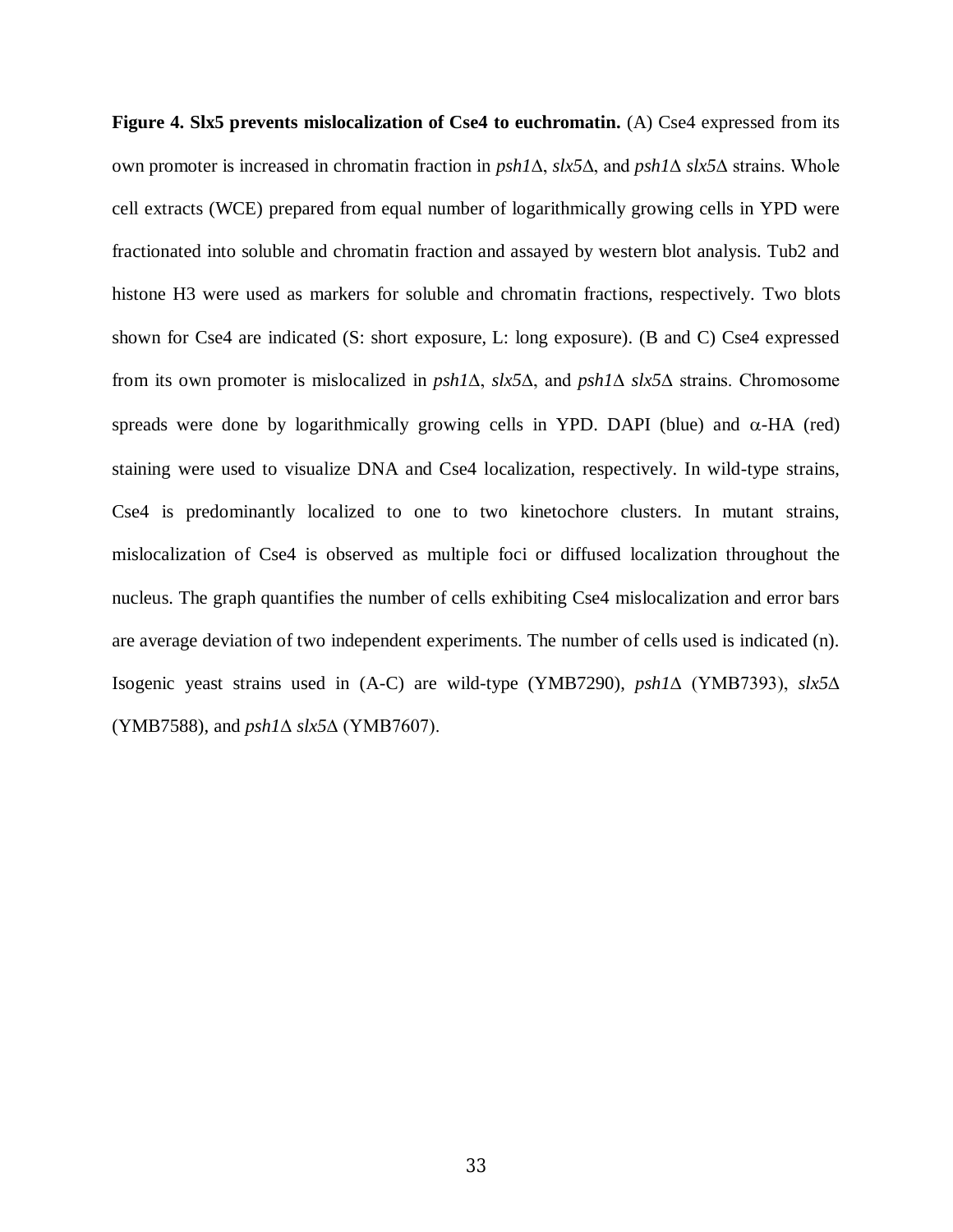**Figure 4. Slx5 prevents mislocalization of Cse4 to euchromatin.** (A) Cse4 expressed from its own promoter is increased in chromatin fraction in *psh1*Δ, *slx5*Δ, and *psh1*Δ *slx5*Δ strains. Whole cell extracts (WCE) prepared from equal number of logarithmically growing cells in YPD were fractionated into soluble and chromatin fraction and assayed by western blot analysis. Tub2 and histone H3 were used as markers for soluble and chromatin fractions, respectively. Two blots shown for Cse4 are indicated (S: short exposure, L: long exposure). (B and C) Cse4 expressed from its own promoter is mislocalized in *psh1*Δ, *slx5*Δ, and *psh1*Δ *slx5*Δ strains. Chromosome spreads were done by logarithmically growing cells in YPD. DAPI (blue) and $\alpha$-HA (red) staining were used to visualize DNA and Cse4 localization, respectively. In wild-type strains, Cse4 is predominantly localized to one to two kinetochore clusters. In mutant strains, mislocalization of Cse4 is observed as multiple foci or diffused localization throughout the nucleus. The graph quantifies the number of cells exhibiting Cse4 mislocalization and error bars are average deviation of two independent experiments. The number of cells used is indicated (n). Isogenic yeast strains used in (A-C) are wild-type (YMB7290), *psh1*Δ (YMB7393), *slx5*Δ (YMB7588), and *psh1*Δ *slx5*Δ (YMB7607).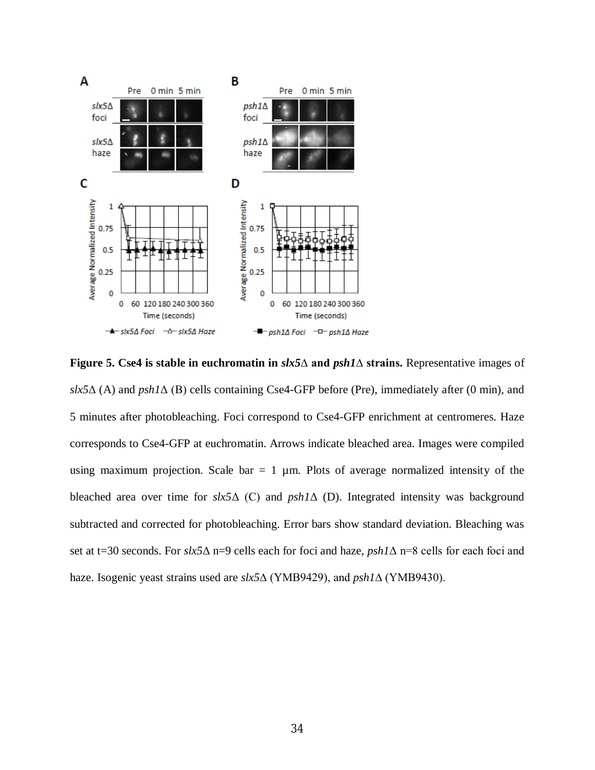**Figure 5. Cse4 is stable in euchromatin in *slx5*Δ and *psh1*Δ strains.** Representative images of *slx5*Δ (A) and *psh1*Δ (B) cells containing Cse4-GFP before (Pre), immediately after (0 min), and 5 minutes after photobleaching. Foci correspond to Cse4-GFP enrichment at centromeres. Haze corresponds to Cse4-GFP at euchromatin. Arrows indicate bleached area. Images were compiled using maximum projection. Scale bar = 1 µm. Plots of average normalized intensity of the bleached area over time for *slx5*Δ (C) and *psh1*Δ (D). Integrated intensity was background subtracted and corrected for photobleaching. Error bars show standard deviation. Bleaching was set at t=30 seconds. For *slx5*Δ n=9 cells each for foci and haze, *psh1*Δ n=8 cells for each foci and haze. Isogenic yeast strains used are *slx5*Δ (YMB9429), and *psh1*Δ (YMB9430).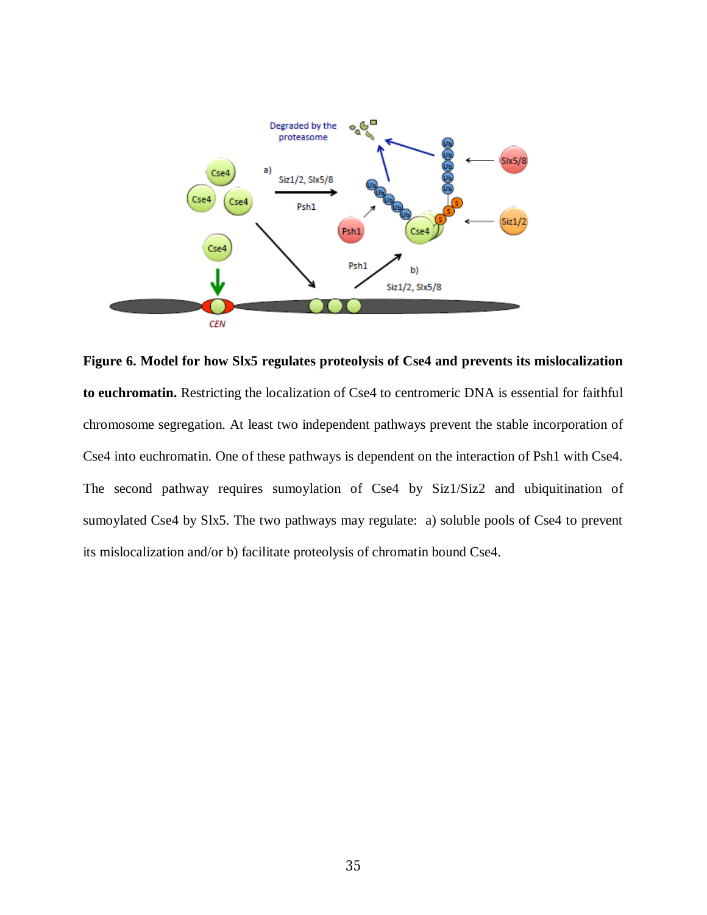Degraded by the proteasome

a)

Siz1/2, Slx5/8

Psh1

Cse4

Cse4

Cse4

Cse4

Psh1

Cse4

Slx5/8

Siz1/2

Psh1

b)

Siz1/2, Slx5/8

CEN

**Figure 6. Model for how Slx5 regulates proteolysis of Cse4 and prevents its mislocalization to euchromatin.** Restricting the localization of Cse4 to centromeric DNA is essential for faithful chromosome segregation. At least two independent pathways prevent the stable incorporation of Cse4 into euchromatin. One of these pathways is dependent on the interaction of Psh1 with Cse4. The second pathway requires sumoylation of Cse4 by Siz1/Siz2 and ubiquitination of sumoylated Cse4 by Slx5. The two pathways may regulate: a) soluble pools of Cse4 to prevent its mislocalization and/or b) facilitate proteolysis of chromatin bound Cse4.